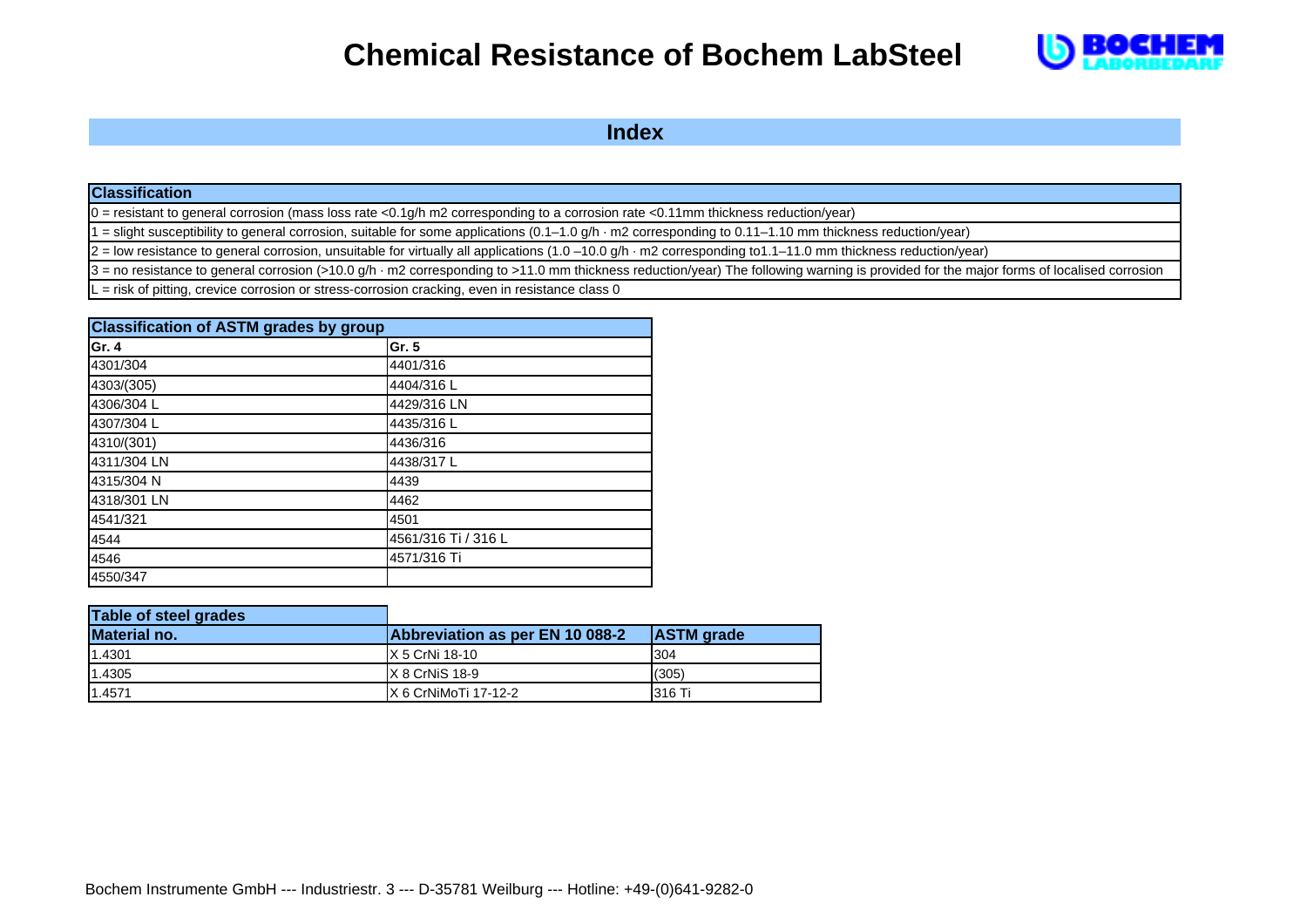# Chemical Resistance of Bochem LabSteel

## Index

| Classification |
|---|
| 0 = resistant to general corrosion (mass loss rate <0.1g/h m2 corresponding to a corrosion rate <0.11mm thickness reduction/year) |
| 1 = slight susceptibility to general corrosion, suitable for some applications (0.1–1.0 g/h · m2 corresponding to 0.11–1.10 mm thickness reduction/year) |
| 2 = low resistance to general corrosion, unsuitable for virtually all applications (1.0 –10.0 g/h · m2 corresponding to1.1–11.0 mm thickness reduction/year) |
| 3 = no resistance to general corrosion (>10.0 g/h · m2 corresponding to >11.0 mm thickness reduction/year) The following warning is provided for the major forms of localised corrosion |
| L = risk of pitting, crevice corrosion or stress-corrosion cracking, even in resistance class 0 |

| Classification of ASTM grades by group | |
|---|---|
| **Gr. 4** | **Gr. 5** |
| 4301/304 | 4401/316 |
| 4303/(305) | 4404/316 L |
| 4306/304 L | 4429/316 LN |
| 4307/304 L | 4435/316 L |
| 4310/(301) | 4436/316 |
| 4311/304 LN | 4438/317 L |
| 4315/304 N | 4439 |
| 4318/301 LN | 4462 |
| 4541/321 | 4501 |
| 4544 | 4561/316 Ti / 316 L |
| 4546 | 4571/316 Ti |
| 4550/347 | |

| Table of steel grades | | |
|---|---|---|
| **Material no.** | **Abbreviation as per EN 10 088-2** | **ASTM grade** |
| 1.4301 | X 5 CrNi 18-10 | 304 |
| 1.4305 | X 8 CrNiS 18-9 | (305) |
| 1.4571 | X 6 CrNiMoTi 17-12-2 | 316 Ti |

Bochem Instrumente GmbH --- Industriestr. 3 --- D-35781 Weilburg --- Hotline: +49-(0)641-9282-0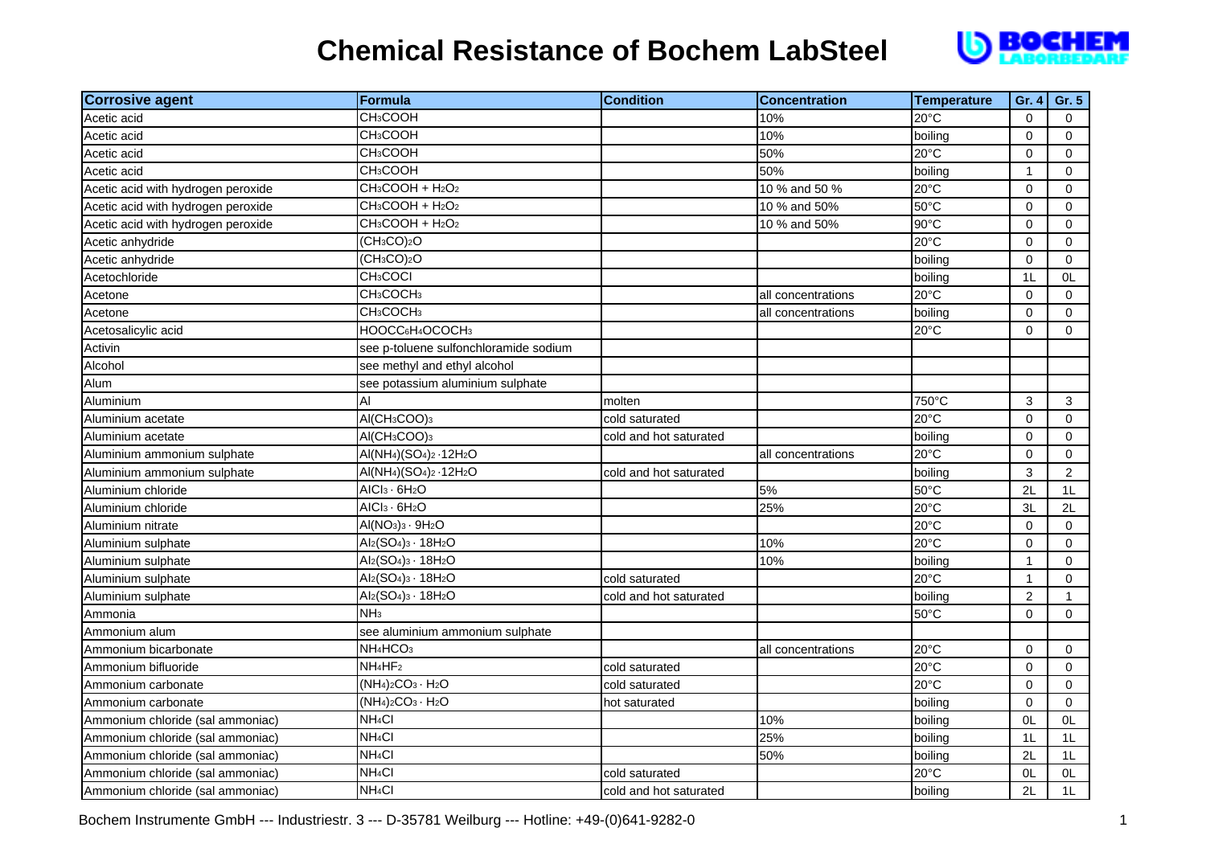# Chemical Resistance of Bochem LabSteel

| Corrosive agent | Formula | Condition | Concentration | Temperature | Gr. 4 | Gr. 5 |
|---|---|---|---|---|---|---|
| Acetic acid | $CH_3COOH$ | | 10% | 20°C | 0 | 0 |
| Acetic acid | $CH_3COOH$ | | 10% | boiling | 0 | 0 |
| Acetic acid | $CH_3COOH$ | | 50% | 20°C | 0 | 0 |
| Acetic acid | $CH_3COOH$ | | 50% | boiling | 1 | 0 |
| Acetic acid with hydrogen peroxide | $CH_3COOH + H_2O_2$ | | 10 % and 50 % | 20°C | 0 | 0 |
| Acetic acid with hydrogen peroxide | $CH_3COOH + H_2O_2$ | | 10 % and 50% | 50°C | 0 | 0 |
| Acetic acid with hydrogen peroxide | $CH_3COOH + H_2O_2$ | | 10 % and 50% | 90°C | 0 | 0 |
| Acetic anhydride | $(CH_3CO)_2O$ | | | 20°C | 0 | 0 |
| Acetic anhydride | $(CH_3CO)_2O$ | | | boiling | 0 | 0 |
| Acetochloride | $CH_3COCl$ | | | boiling | 1L | 0L |
| Acetone | $CH_3COCH_3$ | | all concentrations | 20°C | 0 | 0 |
| Acetone | $CH_3COCH_3$ | | all concentrations | boiling | 0 | 0 |
| Acetosalicylic acid | $HOOCC_6H_4OCOCH_3$ | | | 20°C | 0 | 0 |
| Activin | see p-toluene sulfonchloramide sodium | | | | | |
| Alcohol | see methyl and ethyl alcohol | | | | | |
| Alum | see potassium aluminium sulphate | | | | | |
| Aluminium | Al | molten | | 750°C | 3 | 3 |
| Aluminium acetate | $Al(CH_3COO)_3$ | cold saturated | | 20°C | 0 | 0 |
| Aluminium acetate | $Al(CH_3COO)_3$ | cold and hot saturated | | boiling | 0 | 0 |
| Aluminium ammonium sulphate | $Al(NH_4)(SO_4)_2 \cdot 12H_2O$ | | all concentrations | 20°C | 0 | 0 |
| Aluminium ammonium sulphate | $Al(NH_4)(SO_4)_2 \cdot 12H_2O$ | cold and hot saturated | | boiling | 3 | 2 |
| Aluminium chloride | $AlCl_3 \cdot 6H_2O$ | | 5% | 50°C | 2L | 1L |
| Aluminium chloride | $AlCl_3 \cdot 6H_2O$ | | 25% | 20°C | 3L | 2L |
| Aluminium nitrate | $Al(NO_3)_3 \cdot 9H_2O$ | | | 20°C | 0 | 0 |
| Aluminium sulphate | $Al_2(SO_4)_3 \cdot 18H_2O$ | | 10% | 20°C | 0 | 0 |
| Aluminium sulphate | $Al_2(SO_4)_3 \cdot 18H_2O$ | | 10% | boiling | 1 | 0 |
| Aluminium sulphate | $Al_2(SO_4)_3 \cdot 18H_2O$ | cold saturated | | 20°C | 1 | 0 |
| Aluminium sulphate | $Al_2(SO_4)_3 \cdot 18H_2O$ | cold and hot saturated | | boiling | 2 | 1 |
| Ammonia | $NH_3$ | | | 50°C | 0 | 0 |
| Ammonium alum | see aluminium ammonium sulphate | | | | | |
| Ammonium bicarbonate | $NH_4HCO_3$ | | all concentrations | 20°C | 0 | 0 |
| Ammonium bifluoride | $NH_4HF_2$ | cold saturated | | 20°C | 0 | 0 |
| Ammonium carbonate | $(NH_4)_2CO_3 \cdot H_2O$ | cold saturated | | 20°C | 0 | 0 |
| Ammonium carbonate | $(NH_4)_2CO_3 \cdot H_2O$ | hot saturated | | boiling | 0 | 0 |
| Ammonium chloride (sal ammoniac) | $NH_4Cl$ | | 10% | boiling | 0L | 0L |
| Ammonium chloride (sal ammoniac) | $NH_4Cl$ | | 25% | boiling | 1L | 1L |
| Ammonium chloride (sal ammoniac) | $NH_4Cl$ | | 50% | boiling | 2L | 1L |
| Ammonium chloride (sal ammoniac) | $NH_4Cl$ | cold saturated | | 20°C | 0L | 0L |
| Ammonium chloride (sal ammoniac) | $NH_4Cl$ | cold and hot saturated | | boiling | 2L | 1L |

Bochem Instrumente GmbH --- Industriestr. 3 --- D-35781 Weilburg --- Hotline: +49-(0)641-9282-0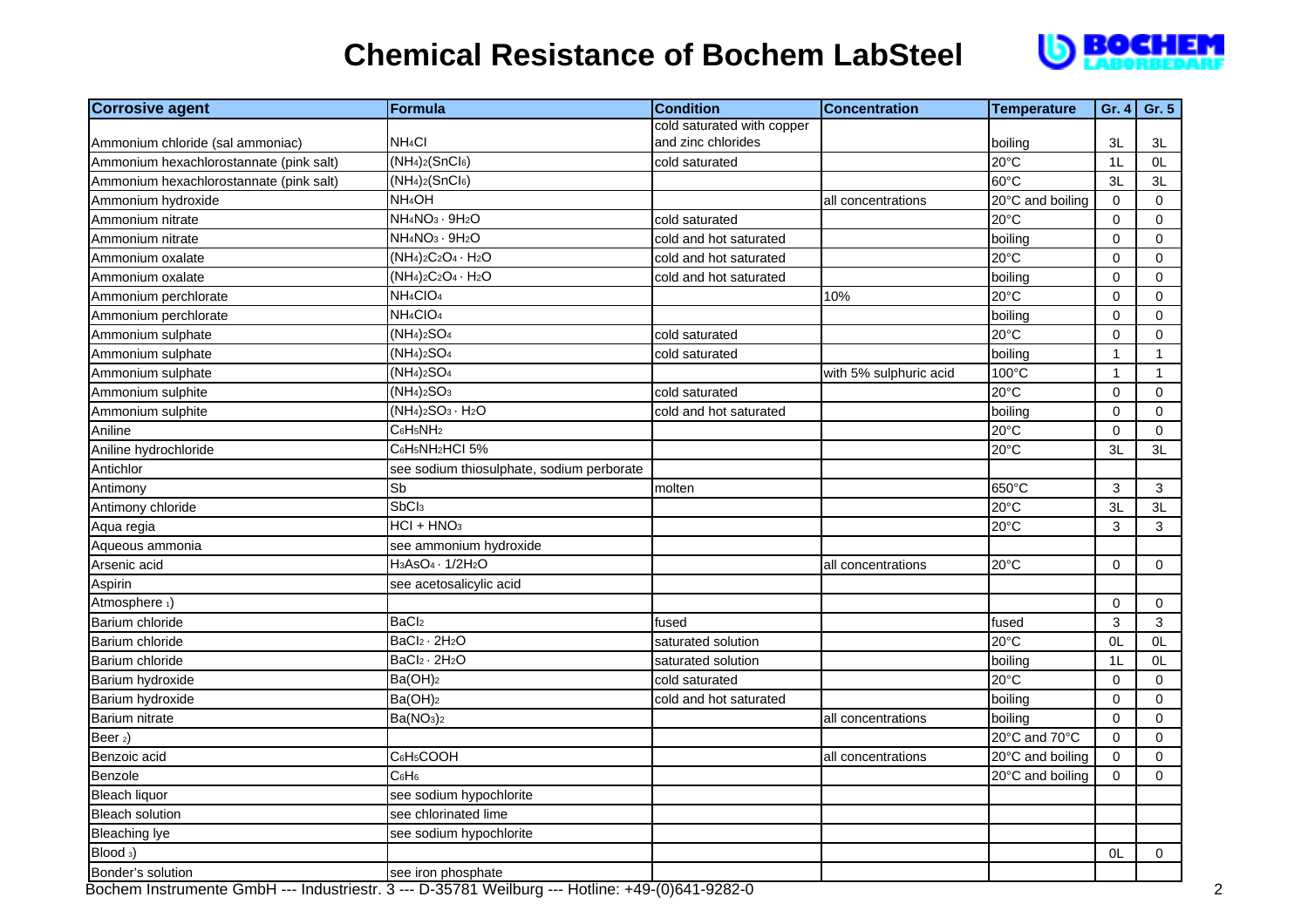# Chemical Resistance of Bochem LabSteel

| Corrosive agent | Formula | Condition | Concentration | Temperature | Gr. 4 | Gr. 5 |
|---|---|---|---|---|---|---|
| Ammonium chloride (sal ammoniac) | $NH_4Cl$ | cold saturated with copper and zinc chlorides | | boiling | 3L | 3L |
| Ammonium hexachlorostannate (pink salt) | $(NH_4)_2(SnCl_6)$ | cold saturated | | 20°C | 1L | 0L |
| Ammonium hexachlorostannate (pink salt) | $(NH_4)_2(SnCl_6)$ | | | 60°C | 3L | 3L |
| Ammonium hydroxide | $NH_4OH$ | | all concentrations | 20°C and boiling | 0 | 0 |
| Ammonium nitrate | $NH_4NO_3 \cdot 9H_2O$ | cold saturated | | 20°C | 0 | 0 |
| Ammonium nitrate | $NH_4NO_3 \cdot 9H_2O$ | cold and hot saturated | | boiling | 0 | 0 |
| Ammonium oxalate | $(NH_4)_2C_2O_4 \cdot H_2O$ | cold and hot saturated | | 20°C | 0 | 0 |
| Ammonium oxalate | $(NH_4)_2C_2O_4 \cdot H_2O$ | cold and hot saturated | | boiling | 0 | 0 |
| Ammonium perchlorate | $NH_4ClO_4$ | | 10% | 20°C | 0 | 0 |
| Ammonium perchlorate | $NH_4ClO_4$ | | | boiling | 0 | 0 |
| Ammonium sulphate | $(NH_4)_2SO_4$ | cold saturated | | 20°C | 0 | 0 |
| Ammonium sulphate | $(NH_4)_2SO_4$ | cold saturated | | boiling | 1 | 1 |
| Ammonium sulphate | $(NH_4)_2SO_4$ | | with 5% sulphuric acid | 100°C | 1 | 1 |
| Ammonium sulphite | $(NH_4)_2SO_3$ | cold saturated | | 20°C | 0 | 0 |
| Ammonium sulphite | $(NH_4)_2SO_3 \cdot H_2O$ | cold and hot saturated | | boiling | 0 | 0 |
| Aniline | $C_6H_5NH_2$ | | | 20°C | 0 | 0 |
| Aniline hydrochloride | $C_6H_5NH_2HCl$ 5% | | | 20°C | 3L | 3L |
| Antichlor | see sodium thiosulphate, sodium perborate | | | | | |
| Antimony | Sb | molten | | 650°C | 3 | 3 |
| Antimony chloride | $SbCl_3$ | | | 20°C | 3L | 3L |
| Aqua regia | $HCl + HNO_3$ | | | 20°C | 3 | 3 |
| Aqueous ammonia | see ammonium hydroxide | | | | | |
| Arsenic acid | $H_3AsO_4 \cdot 1/2H_2O$ | | all concentrations | 20°C | 0 | 0 |
| Aspirin | see acetosalicylic acid | | | | | |
| Atmosphere 1) | | | | | 0 | 0 |
| Barium chloride | $BaCl_2$ | fused | | fused | 3 | 3 |
| Barium chloride | $BaCl_2 \cdot 2H_2O$ | saturated solution | | 20°C | 0L | 0L |
| Barium chloride | $BaCl_2 \cdot 2H_2O$ | saturated solution | | boiling | 1L | 0L |
| Barium hydroxide | $Ba(OH)_2$ | cold saturated | | 20°C | 0 | 0 |
| Barium hydroxide | $Ba(OH)_2$ | cold and hot saturated | | boiling | 0 | 0 |
| Barium nitrate | $Ba(NO_3)_2$ | | all concentrations | boiling | 0 | 0 |
| Beer 2) | | | | 20°C and 70°C | 0 | 0 |
| Benzoic acid | $C_6H_5COOH$ | | all concentrations | 20°C and boiling | 0 | 0 |
| Benzole | $C_6H_6$ | | | 20°C and boiling | 0 | 0 |
| Bleach liquor | see sodium hypochlorite | | | | | |
| Bleach solution | see chlorinated lime | | | | | |
| Bleaching lye | see sodium hypochlorite | | | | | |
| Blood 3) | | | | | 0L | 0 |
| Bonder's solution | see iron phosphate | | | | | |

Bochem Instrumente GmbH --- Industriestr. 3 --- D-35781 Weilburg --- Hotline: +49-(0)641-9282-0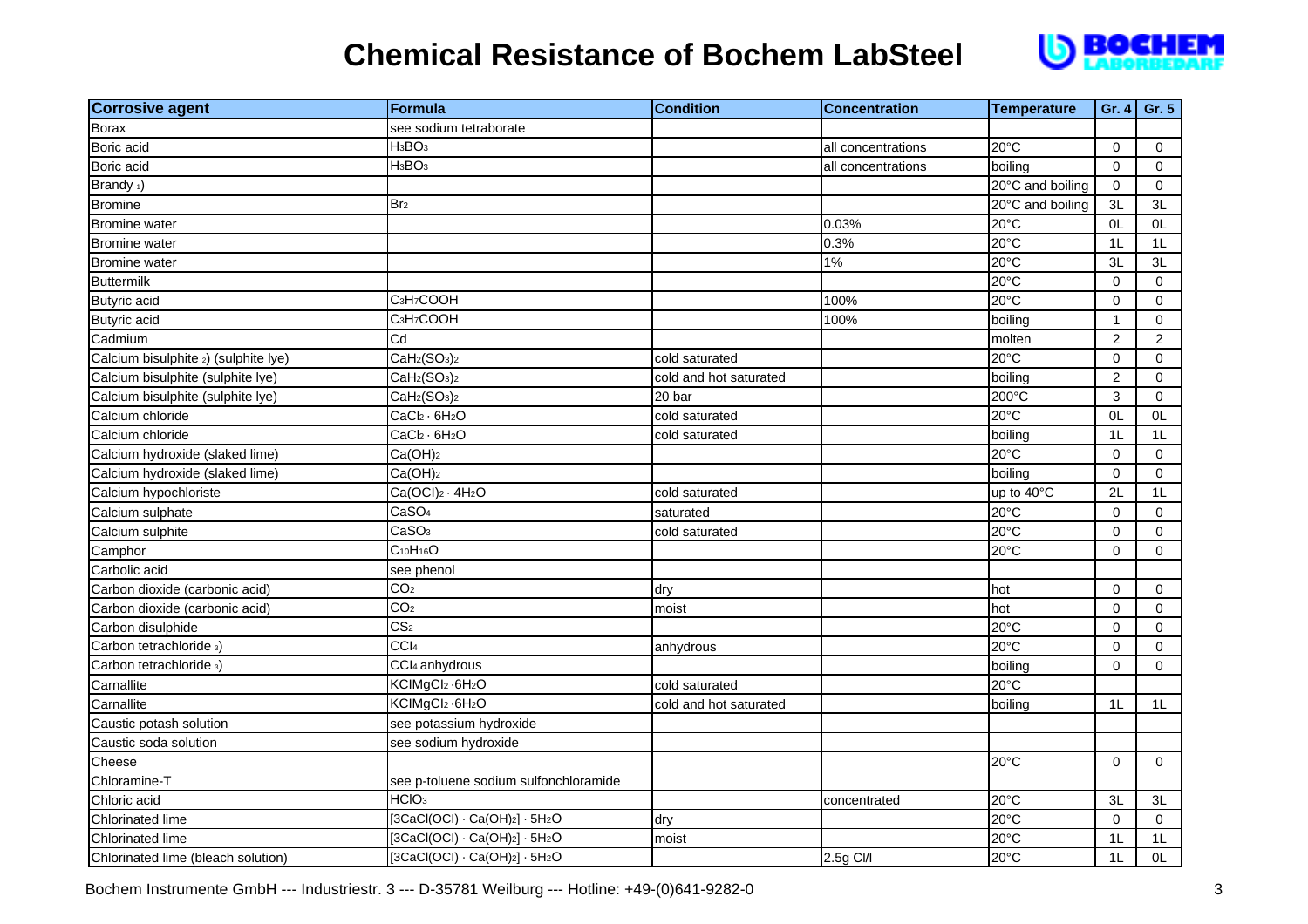# Chemical Resistance of Bochem LabSteel

| Corrosive agent | Formula | Condition | Concentration | Temperature | Gr. 4 | Gr. 5 |
|---|---|---|---|---|---|---|
| Borax | see sodium tetraborate | | | | | |
| Boric acid | $H_3BO_3$ | | all concentrations | 20°C | 0 | 0 |
| Boric acid | $H_3BO_3$ | | all concentrations | boiling | 0 | 0 |
| Brandy [1] | | | | 20°C and boiling | 0 | 0 |
| Bromine | $Br_2$ | | | 20°C and boiling | 3L | 3L |
| Bromine water | | | 0.03% | 20°C | 0L | 0L |
| Bromine water | | | 0.3% | 20°C | 1L | 1L |
| Bromine water | | | 1% | 20°C | 3L | 3L |
| Buttermilk | | | | 20°C | 0 | 0 |
| Butyric acid | $C_3H_7COOH$ | | 100% | 20°C | 0 | 0 |
| Butyric acid | $C_3H_7COOH$ | | 100% | boiling | 1 | 0 |
| Cadmium | Cd | | | molten | 2 | 2 |
| Calcium bisulphite [2] (sulphite lye) | $CaH_2(SO_3)_2$ | cold saturated | | 20°C | 0 | 0 |
| Calcium bisulphite (sulphite lye) | $CaH_2(SO_3)_2$ | cold and hot saturated | | boiling | 2 | 0 |
| Calcium bisulphite (sulphite lye) | $CaH_2(SO_3)_2$ | 20 bar | | 200°C | 3 | 0 |
| Calcium chloride | $CaCl_2 \cdot 6H_2O$ | cold saturated | | 20°C | 0L | 0L |
| Calcium chloride | $CaCl_2 \cdot 6H_2O$ | cold saturated | | boiling | 1L | 1L |
| Calcium hydroxide (slaked lime) | $Ca(OH)_2$ | | | 20°C | 0 | 0 |
| Calcium hydroxide (slaked lime) | $Ca(OH)_2$ | | | boiling | 0 | 0 |
| Calcium hypochloriste | $Ca(OCl)_2 \cdot 4H_2O$ | cold saturated | | up to 40°C | 2L | 1L |
| Calcium sulphate | $CaSO_4$ | saturated | | 20°C | 0 | 0 |
| Calcium sulphite | $CaSO_3$ | cold saturated | | 20°C | 0 | 0 |
| Camphor | $C_{10}H_{16}O$ | | | 20°C | 0 | 0 |
| Carbolic acid | see phenol | | | | | |
| Carbon dioxide (carbonic acid) | $CO_2$ | dry | | hot | 0 | 0 |
| Carbon dioxide (carbonic acid) | $CO_2$ | moist | | hot | 0 | 0 |
| Carbon disulphide | $CS_2$ | | | 20°C | 0 | 0 |
| Carbon tetrachloride [3] | $CCl_4$ | anhydrous | | 20°C | 0 | 0 |
| Carbon tetrachloride [3] | $CCl_4$ anhydrous | | | boiling | 0 | 0 |
| Carnallite | $KClMgCl_2 \cdot 6H_2O$ | cold saturated | | 20°C | | |
| Carnallite | $KClMgCl_2 \cdot 6H_2O$ | cold and hot saturated | | boiling | 1L | 1L |
| Caustic potash solution | see potassium hydroxide | | | | | |
| Caustic soda solution | see sodium hydroxide | | | | | |
| Cheese | | | | 20°C | 0 | 0 |
| Chloramine-T | see p-toluene sodium sulfonchloramide | | | | | |
| Chloric acid | $HClO_3$ | | concentrated | 20°C | 3L | 3L |
| Chlorinated lime | $[3CaCl(OCl) \cdot Ca(OH)_2] \cdot 5H_2O$ | dry | | 20°C | 0 | 0 |
| Chlorinated lime | $[3CaCl(OCl) \cdot Ca(OH)_2] \cdot 5H_2O$ | moist | | 20°C | 1L | 1L |
| Chlorinated lime (bleach solution) | $[3CaCl(OCl) \cdot Ca(OH)_2] \cdot 5H_2O$ | | 2.5g Cl/l | 20°C | 1L | 0L |

Bochem Instrumente GmbH --- Industriestr. 3 --- D-35781 Weilburg --- Hotline: +49-(0)641-9282-0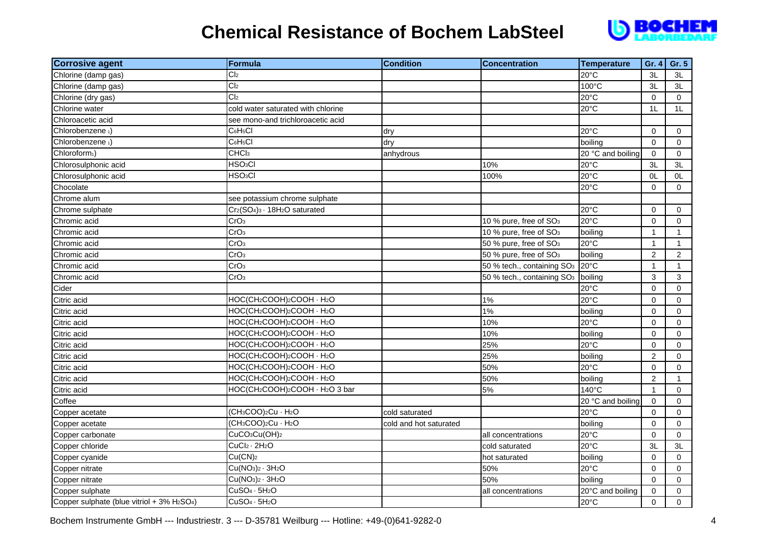# Chemical Resistance of Bochem LabSteel

| Corrosive agent | Formula | Condition | Concentration | Temperature | Gr. 4 | Gr. 5 |
|---|---|---|---|---|---|---|
| Chlorine (damp gas) | $Cl_2$ | | | 20°C | 3L | 3L |
| Chlorine (damp gas) | $Cl_2$ | | | 100°C | 3L | 3L |
| Chlorine (dry gas) | $Cl_2$ | | | 20°C | 0 | 0 |
| Chlorine water | cold water saturated with chlorine | | | 20°C | 1L | 1L |
| Chloroacetic acid | see mono-and trichloroacetic acid | | | | | |
| Chlorobenzene [1]) | $C_6H_5Cl$ | dry | | 20°C | 0 | 0 |
| Chlorobenzene [1]) | $C_6H_5Cl$ | dry | | boiling | 0 | 0 |
| Chloroform[1]) | $CHCl_3$ | anhydrous | | 20 °C and boiling | 0 | 0 |
| Chlorosulphonic acid | $HSO_3Cl$ | | 10% | 20°C | 3L | 3L |
| Chlorosulphonic acid | $HSO_3Cl$ | | 100% | 20°C | 0L | 0L |
| Chocolate | | | | 20°C | 0 | 0 |
| Chrome alum | see potassium chrome sulphate | | | | | |
| Chrome sulphate | $Cr_2(SO_4)_3 \cdot 18H_2O$ saturated | | | 20°C | 0 | 0 |
| Chromic acid | $CrO_3$ | | 10 % pure, free of $SO_3$ | 20°C | 0 | 0 |
| Chromic acid | $CrO_3$ | | 10 % pure, free of $SO_3$ | boiling | 1 | 1 |
| Chromic acid | $CrO_3$ | | 50 % pure, free of $SO_3$ | 20°C | 1 | 1 |
| Chromic acid | $CrO_3$ | | 50 % pure, free of $SO_3$ | boiling | 2 | 2 |
| Chromic acid | $CrO_3$ | | 50 % tech., containing $SO_3$ | 20°C | 1 | 1 |
| Chromic acid | $CrO_3$ | | 50 % tech., containing $SO_3$ | boiling | 3 | 3 |
| Cider | | | | 20°C | 0 | 0 |
| Citric acid | $HOC(CH_2COOH)_2COOH \cdot H_2O$ | | 1% | 20°C | 0 | 0 |
| Citric acid | $HOC(CH_2COOH)_2COOH \cdot H_2O$ | | 1% | boiling | 0 | 0 |
| Citric acid | $HOC(CH_2COOH)_2COOH \cdot H_2O$ | | 10% | 20°C | 0 | 0 |
| Citric acid | $HOC(CH_2COOH)_2COOH \cdot H_2O$ | | 10% | boiling | 0 | 0 |
| Citric acid | $HOC(CH_2COOH)_2COOH \cdot H_2O$ | | 25% | 20°C | 0 | 0 |
| Citric acid | $HOC(CH_2COOH)_2COOH \cdot H_2O$ | | 25% | boiling | 2 | 0 |
| Citric acid | $HOC(CH_2COOH)_2COOH \cdot H_2O$ | | 50% | 20°C | 0 | 0 |
| Citric acid | $HOC(CH_2COOH)_2COOH \cdot H_2O$ | | 50% | boiling | 2 | 1 |
| Citric acid | $HOC(CH_2COOH)_2COOH \cdot H_2O$ 3 bar | | 5% | 140°C | 1 | 0 |
| Coffee | | | | 20 °C and boiling | 0 | 0 |
| Copper acetate | $(CH_3COO)_2Cu \cdot H_2O$ | cold saturated | | 20°C | 0 | 0 |
| Copper acetate | $(CH_3COO)_2Cu \cdot H_2O$ | cold and hot saturated | | boiling | 0 | 0 |
| Copper carbonate | $CuCO_3Cu(OH)_2$ | | all concentrations | 20°C | 0 | 0 |
| Copper chloride | $CuCl_2 \cdot 2H_2O$ | | cold saturated | 20°C | 3L | 3L |
| Copper cyanide | $Cu(CN)_2$ | | hot saturated | boiling | 0 | 0 |
| Copper nitrate | $Cu(NO_3)_2 \cdot 3H_2O$ | | 50% | 20°C | 0 | 0 |
| Copper nitrate | $Cu(NO_3)_2 \cdot 3H_2O$ | | 50% | boiling | 0 | 0 |
| Copper sulphate | $CuSO_4 \cdot 5H_2O$ | | all concentrations | 20°C and boiling | 0 | 0 |
| Copper sulphate (blue vitriol + 3% $H_2SO_4$) | $CuSO_4 \cdot 5H_2O$ | | | 20°C | 0 | 0 |

Bochem Instrumente GmbH --- Industriestr. 3 --- D-35781 Weilburg --- Hotline: +49-(0)641-9282-0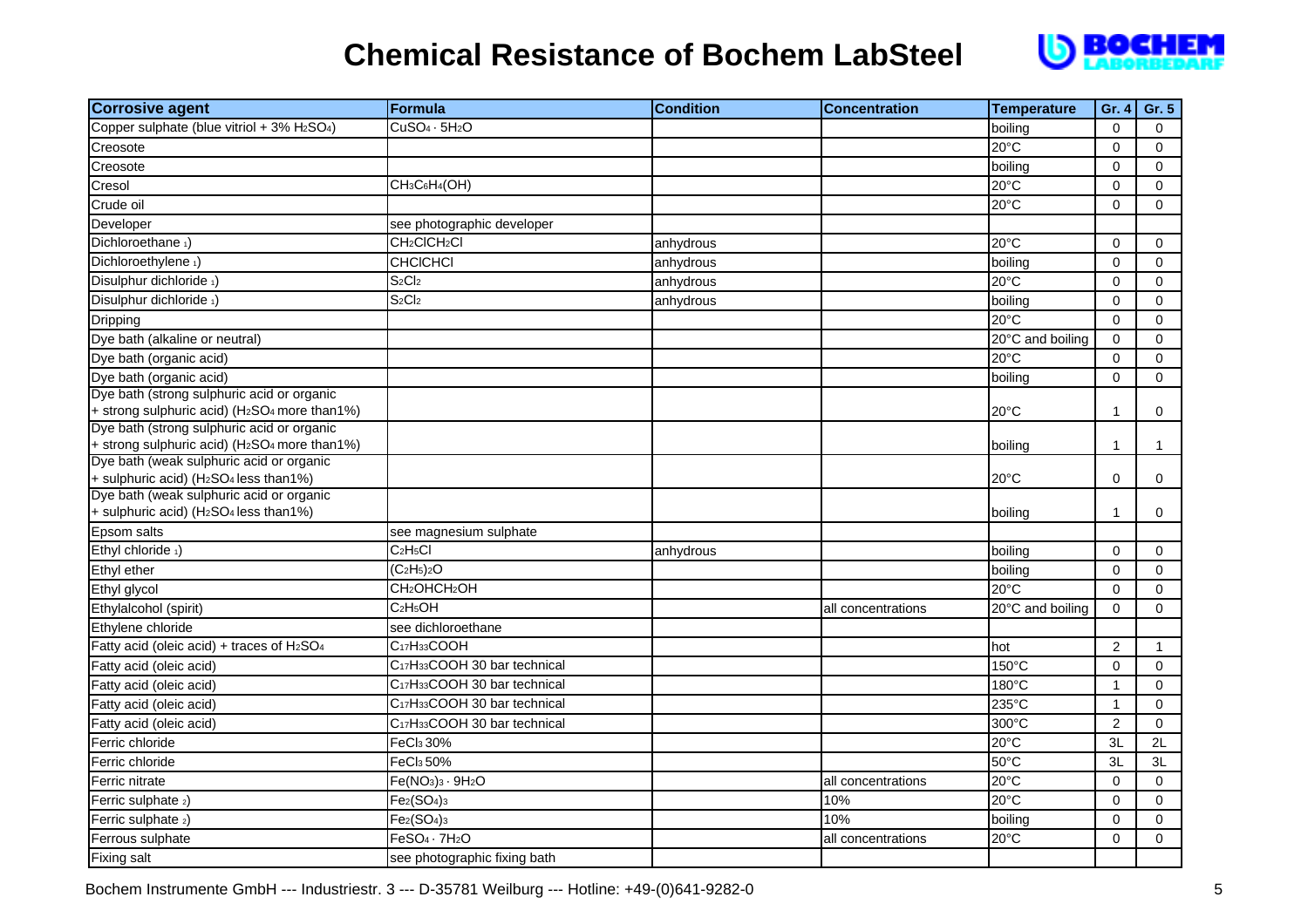# Chemical Resistance of Bochem LabSteel

| Corrosive agent | Formula | Condition | Concentration | Temperature | Gr. 4 | Gr. 5 |
|---|---|---|---|---|---|---|
| Copper sulphate (blue vitriol + 3% $H_2SO_4$) | $CuSO_4 \cdot 5H_2O$ | | | boiling | 0 | 0 |
| Creosote | | | | 20°C | 0 | 0 |
| Creosote | | | | boiling | 0 | 0 |
| Cresol | $CH_3C_6H_4(OH)$ | | | 20°C | 0 | 0 |
| Crude oil | | | | 20°C | 0 | 0 |
| Developer | see photographic developer | | | | | |
| Dichloroethane 1) | $CH_2ClCH_2Cl$ | anhydrous | | 20°C | 0 | 0 |
| Dichloroethylene 1) | $CHClCHCl$ | anhydrous | | boiling | 0 | 0 |
| Disulphur dichloride 1) | $S_2Cl_2$ | anhydrous | | 20°C | 0 | 0 |
| Disulphur dichloride 1) | $S_2Cl_2$ | anhydrous | | boiling | 0 | 0 |
| Dripping | | | | 20°C | 0 | 0 |
| Dye bath (alkaline or neutral) | | | | 20°C and boiling | 0 | 0 |
| Dye bath (organic acid) | | | | 20°C | 0 | 0 |
| Dye bath (organic acid) | | | | boiling | 0 | 0 |
| Dye bath (strong sulphuric acid or organic + strong sulphuric acid) ($H_2SO_4$ more than1%) | | | | 20°C | 1 | 0 |
| Dye bath (strong sulphuric acid or organic + strong sulphuric acid) ($H_2SO_4$ more than1%) | | | | boiling | 1 | 1 |
| Dye bath (weak sulphuric acid or organic + sulphuric acid) ($H_2SO_4$ less than1%) | | | | 20°C | 0 | 0 |
| Dye bath (weak sulphuric acid or organic + sulphuric acid) ($H_2SO_4$ less than1%) | | | | boiling | 1 | 0 |
| Epsom salts | see magnesium sulphate | | | | | |
| Ethyl chloride 1) | $C_2H_5Cl$ | anhydrous | | boiling | 0 | 0 |
| Ethyl ether | $(C_2H_5)_2O$ | | | boiling | 0 | 0 |
| Ethyl glycol | $CH_2OHCH_2OH$ | | | 20°C | 0 | 0 |
| Ethylalcohol (spirit) | $C_2H_5OH$ | | all concentrations | 20°C and boiling | 0 | 0 |
| Ethylene chloride | see dichloroethane | | | | | |
| Fatty acid (oleic acid) + traces of $H_2SO_4$ | $C_{17}H_{33}COOH$ | | | hot | 2 | 1 |
| Fatty acid (oleic acid) | $C_{17}H_{33}COOH$ 30 bar technical | | | 150°C | 0 | 0 |
| Fatty acid (oleic acid) | $C_{17}H_{33}COOH$ 30 bar technical | | | 180°C | 1 | 0 |
| Fatty acid (oleic acid) | $C_{17}H_{33}COOH$ 30 bar technical | | | 235°C | 1 | 0 |
| Fatty acid (oleic acid) | $C_{17}H_{33}COOH$ 30 bar technical | | | 300°C | 2 | 0 |
| Ferric chloride | $FeCl_3$ 30% | | | 20°C | 3L | 2L |
| Ferric chloride | $FeCl_3$ 50% | | | 50°C | 3L | 3L |
| Ferric nitrate | $Fe(NO_3)_3 \cdot 9H_2O$ | | all concentrations | 20°C | 0 | 0 |
| Ferric sulphate 2) | $Fe_2(SO_4)_3$ | | 10% | 20°C | 0 | 0 |
| Ferric sulphate 2) | $Fe_2(SO_4)_3$ | | 10% | boiling | 0 | 0 |
| Ferrous sulphate | $FeSO_4 \cdot 7H_2O$ | | all concentrations | 20°C | 0 | 0 |
| Fixing salt | see photographic fixing bath | | | | | |

Bochem Instrumente GmbH --- Industriestr. 3 --- D-35781 Weilburg --- Hotline: +49-(0)641-9282-0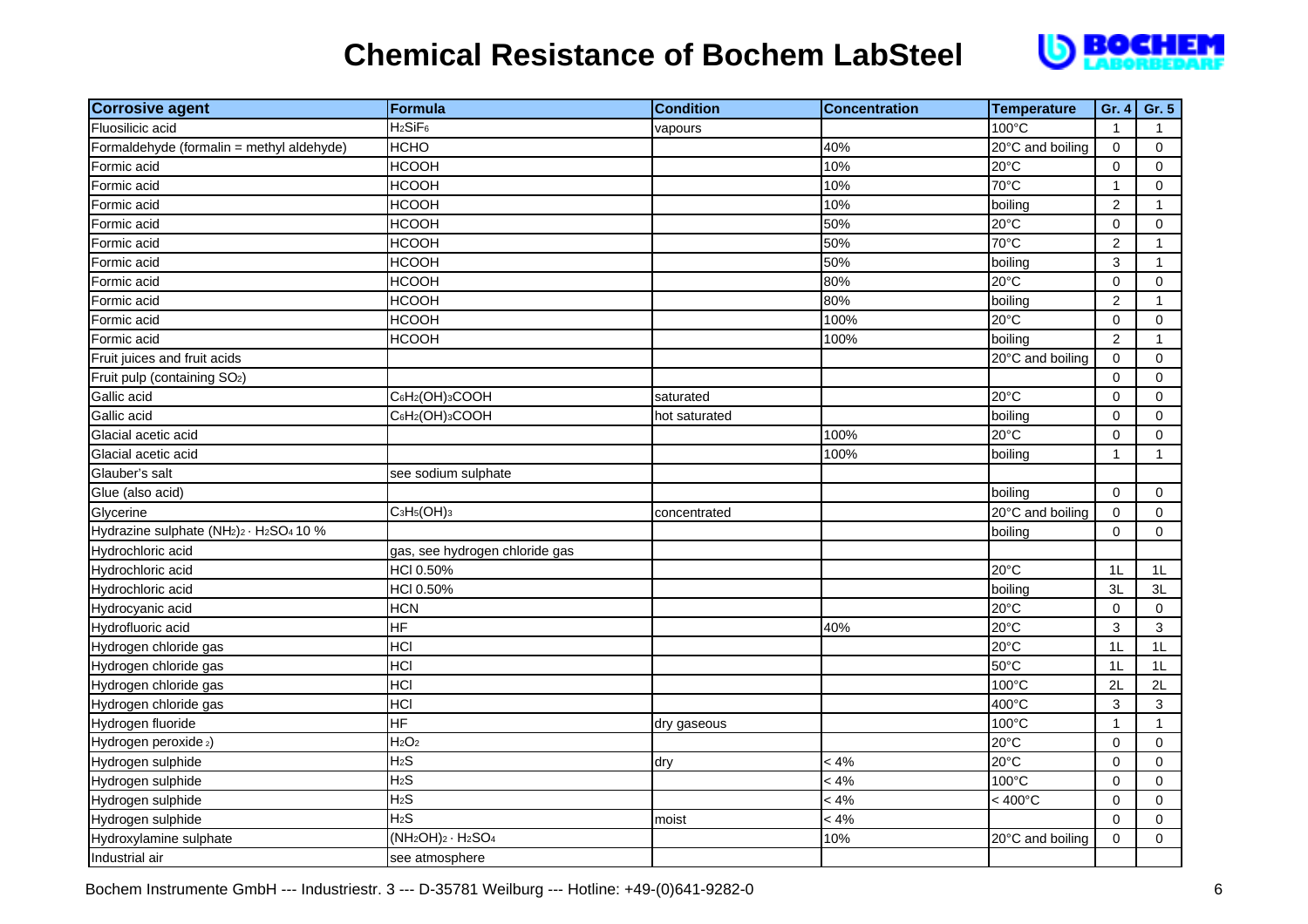# Chemical Resistance of Bochem LabSteel

| Corrosive agent | Formula | Condition | Concentration | Temperature | Gr. 4 | Gr. 5 |
|---|---|---|---|---|---|---|
| Fluosilicic acid | $H_2SiF_6$ | vapours | | 100°C | 1 | 1 |
| Formaldehyde (formalin = methyl aldehyde) | HCHO | | 40% | 20°C and boiling | 0 | 0 |
| Formic acid | HCOOH | | 10% | 20°C | 0 | 0 |
| Formic acid | HCOOH | | 10% | 70°C | 1 | 0 |
| Formic acid | HCOOH | | 10% | boiling | 2 | 1 |
| Formic acid | HCOOH | | 50% | 20°C | 0 | 0 |
| Formic acid | HCOOH | | 50% | 70°C | 2 | 1 |
| Formic acid | HCOOH | | 50% | boiling | 3 | 1 |
| Formic acid | HCOOH | | 80% | 20°C | 0 | 0 |
| Formic acid | HCOOH | | 80% | boiling | 2 | 1 |
| Formic acid | HCOOH | | 100% | 20°C | 0 | 0 |
| Formic acid | HCOOH | | 100% | boiling | 2 | 1 |
| Fruit juices and fruit acids | | | | 20°C and boiling | 0 | 0 |
| Fruit pulp (containing $SO_2$) | | | | | 0 | 0 |
| Gallic acid | $C_6H_2(OH)_3COOH$ | saturated | | 20°C | 0 | 0 |
| Gallic acid | $C_6H_2(OH)_3COOH$ | hot saturated | | boiling | 0 | 0 |
| Glacial acetic acid | | | 100% | 20°C | 0 | 0 |
| Glacial acetic acid | | | 100% | boiling | 1 | 1 |
| Glauber's salt | see sodium sulphate | | | | | |
| Glue (also acid) | | | | boiling | 0 | 0 |
| Glycerine | $C_3H_5(OH)_3$ | concentrated | | 20°C and boiling | 0 | 0 |
| Hydrazine sulphate $(NH_2)_2 \cdot H_2SO_4$ 10 % | | | | boiling | 0 | 0 |
| Hydrochloric acid | gas, see hydrogen chloride gas | | | | | |
| Hydrochloric acid | HCl 0.50% | | | 20°C | 1L | 1L |
| Hydrochloric acid | HCl 0.50% | | | boiling | 3L | 3L |
| Hydrocyanic acid | HCN | | | 20°C | 0 | 0 |
| Hydrofluoric acid | HF | | 40% | 20°C | 3 | 3 |
| Hydrogen chloride gas | HCl | | | 20°C | 1L | 1L |
| Hydrogen chloride gas | HCl | | | 50°C | 1L | 1L |
| Hydrogen chloride gas | HCl | | | 100°C | 2L | 2L |
| Hydrogen chloride gas | HCl | | | 400°C | 3 | 3 |
| Hydrogen fluoride | HF | dry gaseous | | 100°C | 1 | 1 |
| Hydrogen peroxide [2]) | $H_2O_2$ | | | 20°C | 0 | 0 |
| Hydrogen sulphide | $H_2S$ | dry | < 4% | 20°C | 0 | 0 |
| Hydrogen sulphide | $H_2S$ | | < 4% | 100°C | 0 | 0 |
| Hydrogen sulphide | $H_2S$ | | < 4% | < 400°C | 0 | 0 |
| Hydrogen sulphide | $H_2S$ | moist | < 4% | | 0 | 0 |
| Hydroxylamine sulphate | $(NH_2OH)_2 \cdot H_2SO_4$ | | 10% | 20°C and boiling | 0 | 0 |
| Industrial air | see atmosphere | | | | | |

Bochem Instrumente GmbH --- Industriestr. 3 --- D-35781 Weilburg --- Hotline: +49-(0)641-9282-0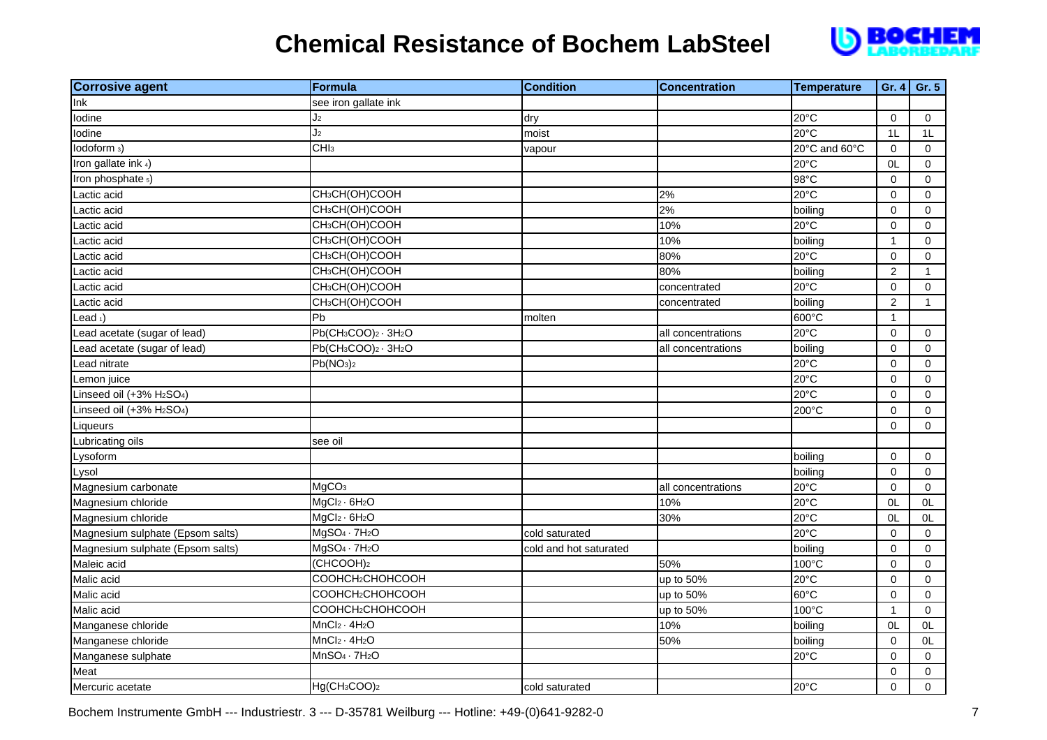# Chemical Resistance of Bochem LabSteel

| Corrosive agent | Formula | Condition | Concentration | Temperature | Gr. 4 | Gr. 5 |
|---|---|---|---|---|---|---|
| Ink | see iron gallate ink | | | | | |
| Iodine | $J_2$ | dry | | 20°C | 0 | 0 |
| Iodine | $J_2$ | moist | | 20°C | 1L | 1L |
| Iodoform [3]) | $CHI_3$ | vapour | | 20°C and 60°C | 0 | 0 |
| Iron gallate ink [4]) | | | | 20°C | 0L | 0 |
| Iron phosphate [5]) | | | | 98°C | 0 | 0 |
| Lactic acid | $CH_3CH(OH)COOH$ | | 2% | 20°C | 0 | 0 |
| Lactic acid | $CH_3CH(OH)COOH$ | | 2% | boiling | 0 | 0 |
| Lactic acid | $CH_3CH(OH)COOH$ | | 10% | 20°C | 0 | 0 |
| Lactic acid | $CH_3CH(OH)COOH$ | | 10% | boiling | 1 | 0 |
| Lactic acid | $CH_3CH(OH)COOH$ | | 80% | 20°C | 0 | 0 |
| Lactic acid | $CH_3CH(OH)COOH$ | | 80% | boiling | 2 | 1 |
| Lactic acid | $CH_3CH(OH)COOH$ | | concentrated | 20°C | 0 | 0 |
| Lactic acid | $CH_3CH(OH)COOH$ | | concentrated | boiling | 2 | 1 |
| Lead [1]) | Pb | molten | | 600°C | 1 | |
| Lead acetate (sugar of lead) | $Pb(CH_3COO)_2 \cdot 3H_2O$ | | all concentrations | 20°C | 0 | 0 |
| Lead acetate (sugar of lead) | $Pb(CH_3COO)_2 \cdot 3H_2O$ | | all concentrations | boiling | 0 | 0 |
| Lead nitrate | $Pb(NO_3)_2$ | | | 20°C | 0 | 0 |
| Lemon juice | | | | 20°C | 0 | 0 |
| Linseed oil (+3% $H_2SO_4$) | | | | 20°C | 0 | 0 |
| Linseed oil (+3% $H_2SO_4$) | | | | 200°C | 0 | 0 |
| Liqueurs | | | | | 0 | 0 |
| Lubricating oils | see oil | | | | | |
| Lysoform | | | | boiling | 0 | 0 |
| Lysol | | | | boiling | 0 | 0 |
| Magnesium carbonate | $MgCO_3$ | | all concentrations | 20°C | 0 | 0 |
| Magnesium chloride | $MgCl_2 \cdot 6H_2O$ | | 10% | 20°C | 0L | 0L |
| Magnesium chloride | $MgCl_2 \cdot 6H_2O$ | | 30% | 20°C | 0L | 0L |
| Magnesium sulphate (Epsom salts) | $MgSO_4 \cdot 7H_2O$ | cold saturated | | 20°C | 0 | 0 |
| Magnesium sulphate (Epsom salts) | $MgSO_4 \cdot 7H_2O$ | cold and hot saturated | | boiling | 0 | 0 |
| Maleic acid | $(CHCOOH)_2$ | | 50% | 100°C | 0 | 0 |
| Malic acid | $COOHCH_2CHOHCOOH$ | | up to 50% | 20°C | 0 | 0 |
| Malic acid | $COOHCH_2CHOHCOOH$ | | up to 50% | 60°C | 0 | 0 |
| Malic acid | $COOHCH_2CHOHCOOH$ | | up to 50% | 100°C | 1 | 0 |
| Manganese chloride | $MnCl_2 \cdot 4H_2O$ | | 10% | boiling | 0L | 0L |
| Manganese chloride | $MnCl_2 \cdot 4H_2O$ | | 50% | boiling | 0 | 0L |
| Manganese sulphate | $MnSO_4 \cdot 7H_2O$ | | | 20°C | 0 | 0 |
| Meat | | | | | 0 | 0 |
| Mercuric acetate | $Hg(CH_3COO)_2$ | cold saturated | | 20°C | 0 | 0 |

Bochem Instrumente GmbH --- Industriestr. 3 --- D-35781 Weilburg --- Hotline: +49-(0)641-9282-0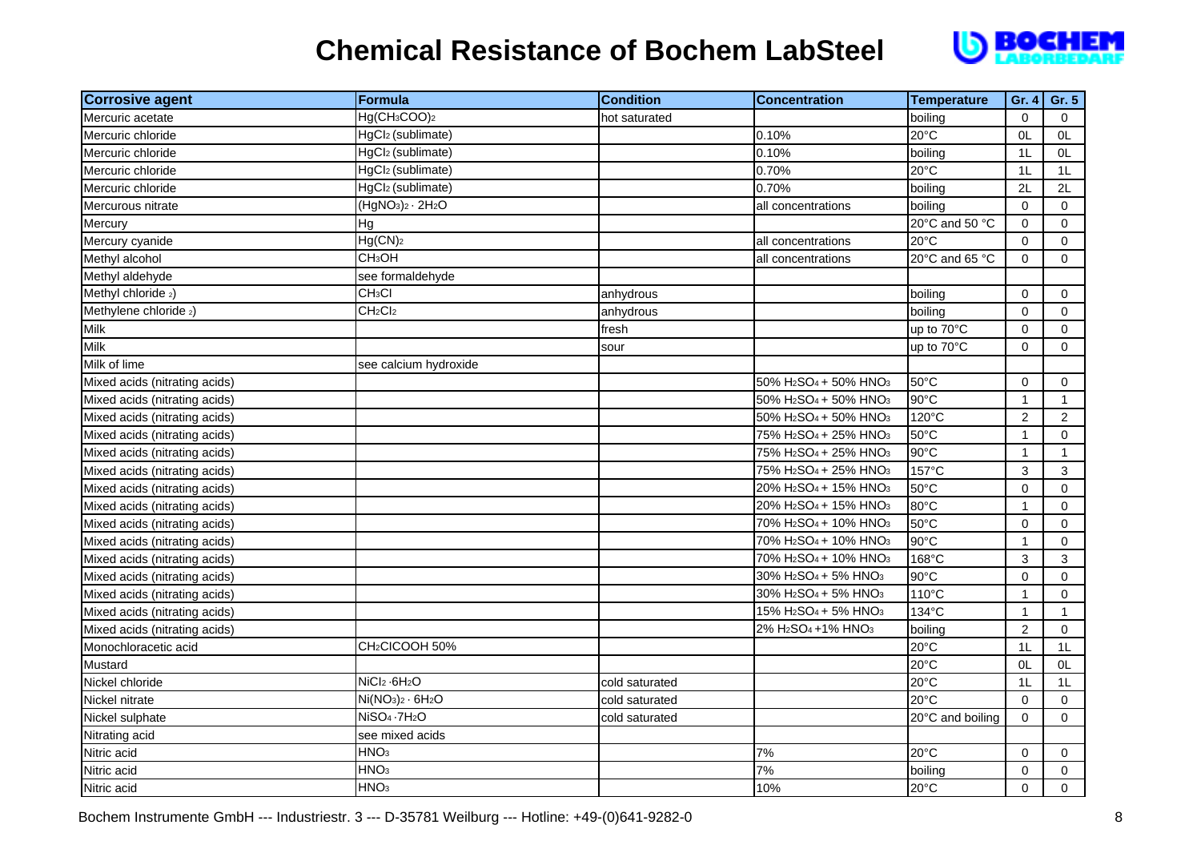# Chemical Resistance of Bochem LabSteel

| Corrosive agent | Formula | Condition | Concentration | Temperature | Gr. 4 | Gr. 5 |
|---|---|---|---|---|---|---|
| Mercuric acetate | $Hg(CH_3COO)_2$ | hot saturated | | boiling | 0 | 0 |
| Mercuric chloride | $HgCl_2$ (sublimate) | | 0.10% | 20°C | 0L | 0L |
| Mercuric chloride | $HgCl_2$ (sublimate) | | 0.10% | boiling | 1L | 0L |
| Mercuric chloride | $HgCl_2$ (sublimate) | | 0.70% | 20°C | 1L | 1L |
| Mercuric chloride | $HgCl_2$ (sublimate) | | 0.70% | boiling | 2L | 2L |
| Mercurous nitrate | $(HgNO_3)_2 \cdot 2H_2O$ | | all concentrations | boiling | 0 | 0 |
| Mercury | $Hg$ | | | 20°C and 50 °C | 0 | 0 |
| Mercury cyanide | $Hg(CN)_2$ | | all concentrations | 20°C | 0 | 0 |
| Methyl alcohol | $CH_3OH$ | | all concentrations | 20°C and 65 °C | 0 | 0 |
| Methyl aldehyde | see formaldehyde | | | | | |
| Methyl chloride 2) | $CH_3Cl$ | anhydrous | | boiling | 0 | 0 |
| Methylene chloride 2) | $CH_2Cl_2$ | anhydrous | | boiling | 0 | 0 |
| Milk | | fresh | | up to 70°C | 0 | 0 |
| Milk | | sour | | up to 70°C | 0 | 0 |
| Milk of lime | see calcium hydroxide | | | | | |
| Mixed acids (nitrating acids) | | | 50% $H_2SO_4$ + 50% $HNO_3$ | 50°C | 0 | 0 |
| Mixed acids (nitrating acids) | | | 50% $H_2SO_4$ + 50% $HNO_3$ | 90°C | 1 | 1 |
| Mixed acids (nitrating acids) | | | 50% $H_2SO_4$ + 50% $HNO_3$ | 120°C | 2 | 2 |
| Mixed acids (nitrating acids) | | | 75% $H_2SO_4$ + 25% $HNO_3$ | 50°C | 1 | 0 |
| Mixed acids (nitrating acids) | | | 75% $H_2SO_4$ + 25% $HNO_3$ | 90°C | 1 | 1 |
| Mixed acids (nitrating acids) | | | 75% $H_2SO_4$ + 25% $HNO_3$ | 157°C | 3 | 3 |
| Mixed acids (nitrating acids) | | | 20% $H_2SO_4$ + 15% $HNO_3$ | 50°C | 0 | 0 |
| Mixed acids (nitrating acids) | | | 20% $H_2SO_4$ + 15% $HNO_3$ | 80°C | 1 | 0 |
| Mixed acids (nitrating acids) | | | 70% $H_2SO_4$ + 10% $HNO_3$ | 50°C | 0 | 0 |
| Mixed acids (nitrating acids) | | | 70% $H_2SO_4$ + 10% $HNO_3$ | 90°C | 1 | 0 |
| Mixed acids (nitrating acids) | | | 70% $H_2SO_4$ + 10% $HNO_3$ | 168°C | 3 | 3 |
| Mixed acids (nitrating acids) | | | 30% $H_2SO_4$ + 5% $HNO_3$ | 90°C | 0 | 0 |
| Mixed acids (nitrating acids) | | | 30% $H_2SO_4$ + 5% $HNO_3$ | 110°C | 1 | 0 |
| Mixed acids (nitrating acids) | | | 15% $H_2SO_4$ + 5% $HNO_3$ | 134°C | 1 | 1 |
| Mixed acids (nitrating acids) | | | 2% $H_2SO_4$ +1% $HNO_3$ | boiling | 2 | 0 |
| Monochloracetic acid | $CH_2ClCOOH$ 50% | | | 20°C | 1L | 1L |
| Mustard | | | | 20°C | 0L | 0L |
| Nickel chloride | $NiCl_2 \cdot 6H_2O$ | cold saturated | | 20°C | 1L | 1L |
| Nickel nitrate | $Ni(NO_3)_2 \cdot 6H_2O$ | cold saturated | | 20°C | 0 | 0 |
| Nickel sulphate | $NiSO_4 \cdot 7H_2O$ | cold saturated | | 20°C and boiling | 0 | 0 |
| Nitrating acid | see mixed acids | | | | | |
| Nitric acid | $HNO_3$ | | 7% | 20°C | 0 | 0 |
| Nitric acid | $HNO_3$ | | 7% | boiling | 0 | 0 |
| Nitric acid | $HNO_3$ | | 10% | 20°C | 0 | 0 |

Bochem Instrumente GmbH --- Industriestr. 3 --- D-35781 Weilburg --- Hotline: +49-(0)641-9282-0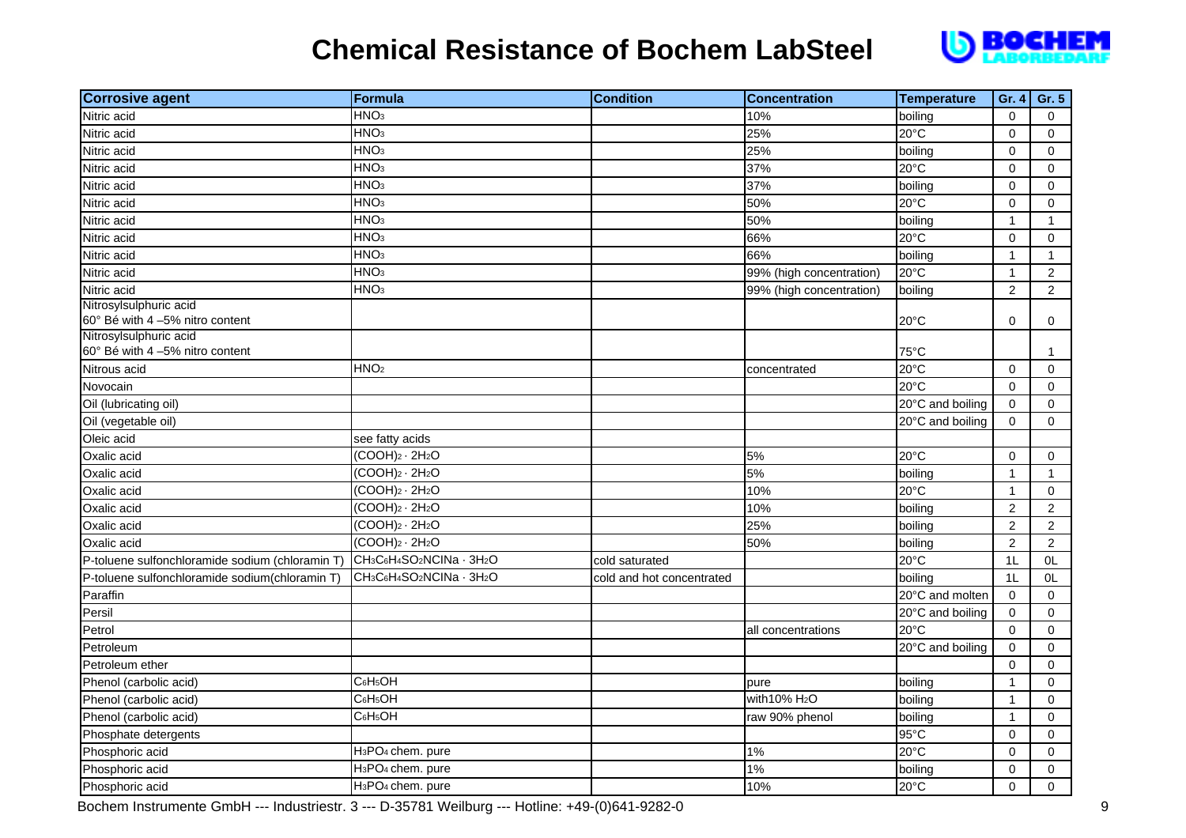# Chemical Resistance of Bochem LabSteel

| Corrosive agent | Formula | Condition | Concentration | Temperature | Gr. 4 | Gr. 5 |
|---|---|---|---|---|---|---|
| Nitric acid | $HNO_3$ | | 10% | boiling | 0 | 0 |
| Nitric acid | $HNO_3$ | | 25% | 20°C | 0 | 0 |
| Nitric acid | $HNO_3$ | | 25% | boiling | 0 | 0 |
| Nitric acid | $HNO_3$ | | 37% | 20°C | 0 | 0 |
| Nitric acid | $HNO_3$ | | 37% | boiling | 0 | 0 |
| Nitric acid | $HNO_3$ | | 50% | 20°C | 0 | 0 |
| Nitric acid | $HNO_3$ | | 50% | boiling | 1 | 1 |
| Nitric acid | $HNO_3$ | | 66% | 20°C | 0 | 0 |
| Nitric acid | $HNO_3$ | | 66% | boiling | 1 | 1 |
| Nitric acid | $HNO_3$ | | 99% (high concentration) | 20°C | 1 | 2 |
| Nitric acid | $HNO_3$ | | 99% (high concentration) | boiling | 2 | 2 |
| Nitrosylsulphuric acid 60° Bé with 4 –5% nitro content | | | | 20°C | 0 | 0 |
| Nitrosylsulphuric acid 60° Bé with 4 –5% nitro content | | | | 75°C | | 1 |
| Nitrous acid | $HNO_2$ | | concentrated | 20°C | 0 | 0 |
| Novocain | | | | 20°C | 0 | 0 |
| Oil (lubricating oil) | | | | 20°C and boiling | 0 | 0 |
| Oil (vegetable oil) | | | | 20°C and boiling | 0 | 0 |
| Oleic acid | see fatty acids | | | | | |
| Oxalic acid | $(COOH)_2 \cdot 2H_2O$ | | 5% | 20°C | 0 | 0 |
| Oxalic acid | $(COOH)_2 \cdot 2H_2O$ | | 5% | boiling | 1 | 1 |
| Oxalic acid | $(COOH)_2 \cdot 2H_2O$ | | 10% | 20°C | 1 | 0 |
| Oxalic acid | $(COOH)_2 \cdot 2H_2O$ | | 10% | boiling | 2 | 2 |
| Oxalic acid | $(COOH)_2 \cdot 2H_2O$ | | 25% | boiling | 2 | 2 |
| Oxalic acid | $(COOH)_2 \cdot 2H_2O$ | | 50% | boiling | 2 | 2 |
| P-toluene sulfonchloramide sodium (chloramin T) | $CH_3C_6H_4SO_2NClNa \cdot 3H_2O$ | cold saturated | | 20°C | 1L | 0L |
| P-toluene sulfonchloramide sodium(chloramin T) | $CH_3C_6H_4SO_2NClNa \cdot 3H_2O$ | cold and hot concentrated | | boiling | 1L | 0L |
| Paraffin | | | | 20°C and molten | 0 | 0 |
| Persil | | | | 20°C and boiling | 0 | 0 |
| Petrol | | | all concentrations | 20°C | 0 | 0 |
| Petroleum | | | | 20°C and boiling | 0 | 0 |
| Petroleum ether | | | | | 0 | 0 |
| Phenol (carbolic acid) | $C_6H_5OH$ | | pure | boiling | 1 | 0 |
| Phenol (carbolic acid) | $C_6H_5OH$ | | with10% $H_2O$ | boiling | 1 | 0 |
| Phenol (carbolic acid) | $C_6H_5OH$ | | raw 90% phenol | boiling | 1 | 0 |
| Phosphate detergents | | | | 95°C | 0 | 0 |
| Phosphoric acid | $H_3PO_4$ chem. pure | | 1% | 20°C | 0 | 0 |
| Phosphoric acid | $H_3PO_4$ chem. pure | | 1% | boiling | 0 | 0 |
| Phosphoric acid | $H_3PO_4$ chem. pure | | 10% | 20°C | 0 | 0 |

Bochem Instrumente GmbH --- Industriestr. 3 --- D-35781 Weilburg --- Hotline: +49-(0)641-9282-0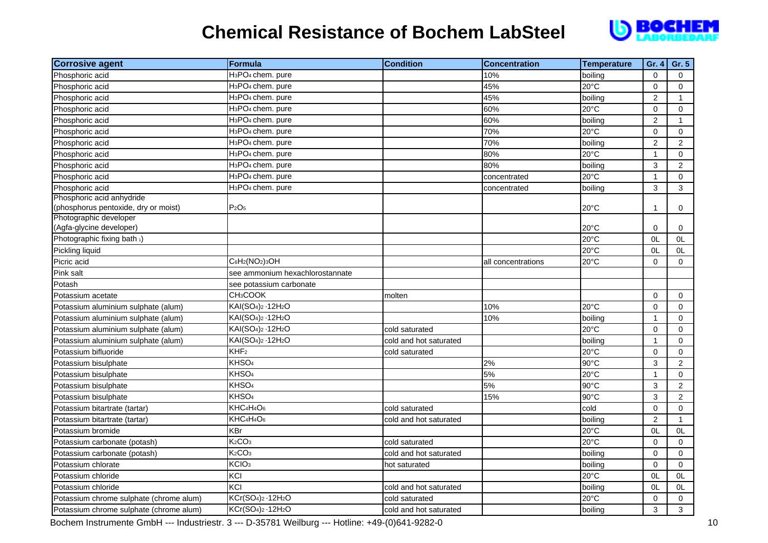# Chemical Resistance of Bochem LabSteel

| Corrosive agent | Formula | Condition | Concentration | Temperature | Gr. 4 | Gr. 5 |
|---|---|---|---|---|---|---|
| Phosphoric acid | $H_3PO_4$ chem. pure | | 10% | boiling | 0 | 0 |
| Phosphoric acid | $H_3PO_4$ chem. pure | | 45% | 20°C | 0 | 0 |
| Phosphoric acid | $H_3PO_4$ chem. pure | | 45% | boiling | 2 | 1 |
| Phosphoric acid | $H_3PO_4$ chem. pure | | 60% | 20°C | 0 | 0 |
| Phosphoric acid | $H_3PO_4$ chem. pure | | 60% | boiling | 2 | 1 |
| Phosphoric acid | $H_3PO_4$ chem. pure | | 70% | 20°C | 0 | 0 |
| Phosphoric acid | $H_3PO_4$ chem. pure | | 70% | boiling | 2 | 2 |
| Phosphoric acid | $H_3PO_4$ chem. pure | | 80% | 20°C | 1 | 0 |
| Phosphoric acid | $H_3PO_4$ chem. pure | | 80% | boiling | 3 | 2 |
| Phosphoric acid | $H_3PO_4$ chem. pure | | concentrated | 20°C | 1 | 0 |
| Phosphoric acid | $H_3PO_4$ chem. pure | | concentrated | boiling | 3 | 3 |
| Phosphoric acid anhydride (phosphorus pentoxide, dry or moist) | $P_2O_5$ | | | 20°C | 1 | 0 |
| Photographic developer (Agfa-glycine developer) | | | | 20°C | 0 | 0 |
| Photographic fixing bath [1]) | | | | 20°C | 0L | 0L |
| Pickling liquid | | | | 20°C | 0L | 0L |
| Picric acid | $C_6H_2(NO_2)_3OH$ | | all concentrations | 20°C | 0 | 0 |
| Pink salt | see ammonium hexachlorostannate | | | | | |
| Potash | see potassium carbonate | | | | | |
| Potassium acetate | $CH_3COOK$ | molten | | | 0 | 0 |
| Potassium aluminium sulphate (alum) | $KAl(SO_4)_2 \cdot 12H_2O$ | | 10% | 20°C | 0 | 0 |
| Potassium aluminium sulphate (alum) | $KAl(SO_4)_2 \cdot 12H_2O$ | | 10% | boiling | 1 | 0 |
| Potassium aluminium sulphate (alum) | $KAl(SO_4)_2 \cdot 12H_2O$ | cold saturated | | 20°C | 0 | 0 |
| Potassium aluminium sulphate (alum) | $KAl(SO_4)_2 \cdot 12H_2O$ | cold and hot saturated | | boiling | 1 | 0 |
| Potassium bifluoride | $KHF_2$ | cold saturated | | 20°C | 0 | 0 |
| Potassium bisulphate | $KHSO_4$ | | 2% | 90°C | 3 | 2 |
| Potassium bisulphate | $KHSO_4$ | | 5% | 20°C | 1 | 0 |
| Potassium bisulphate | $KHSO_4$ | | 5% | 90°C | 3 | 2 |
| Potassium bisulphate | $KHSO_4$ | | 15% | 90°C | 3 | 2 |
| Potassium bitartrate (tartar) | $KHC_4H_4O_6$ | cold saturated | | cold | 0 | 0 |
| Potassium bitartrate (tartar) | $KHC_4H_4O_6$ | cold and hot saturated | | boiling | 2 | 1 |
| Potassium bromide | KBr | | | 20°C | 0L | 0L |
| Potassium carbonate (potash) | $K_2CO_3$ | cold saturated | | 20°C | 0 | 0 |
| Potassium carbonate (potash) | $K_2CO_3$ | cold and hot saturated | | boiling | 0 | 0 |
| Potassium chlorate | $KClO_3$ | hot saturated | | boiling | 0 | 0 |
| Potassium chloride | KCl | | | 20°C | 0L | 0L |
| Potassium chloride | KCl | cold and hot saturated | | boiling | 0L | 0L |
| Potassium chrome sulphate (chrome alum) | $KCr(SO_4)_2 \cdot 12H_2O$ | cold saturated | | 20°C | 0 | 0 |
| Potassium chrome sulphate (chrome alum) | $KCr(SO_4)_2 \cdot 12H_2O$ | cold and hot saturated | | boiling | 3 | 3 |

Bochem Instrumente GmbH --- Industriestr. 3 --- D-35781 Weilburg --- Hotline: +49-(0)641-9282-0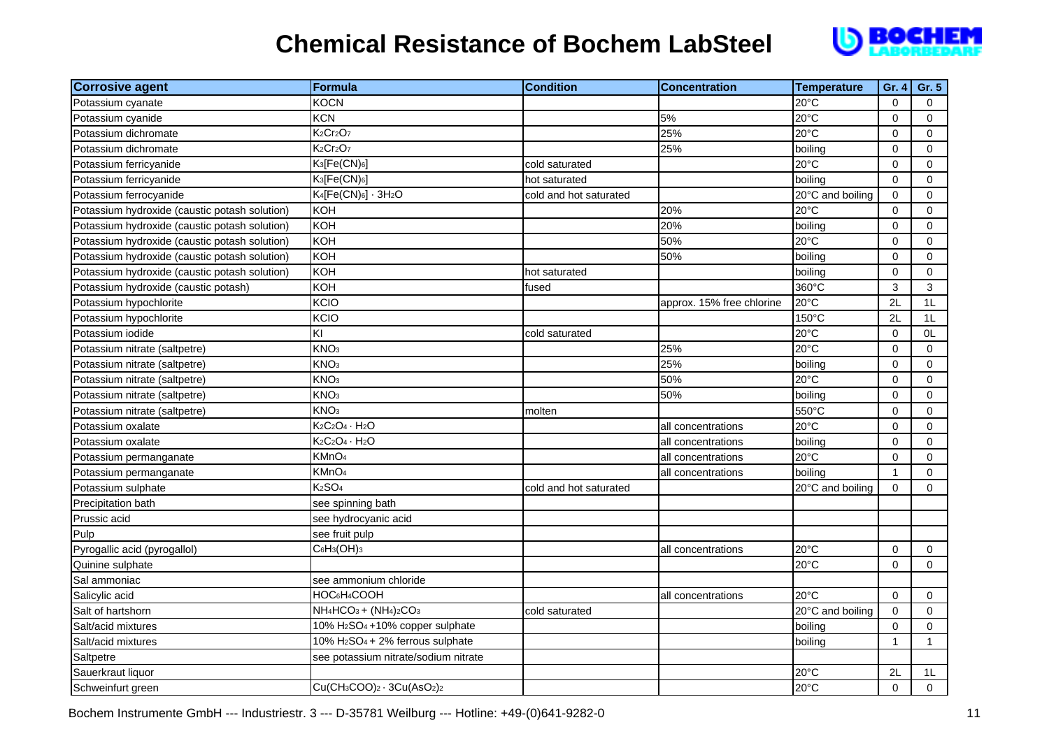# Chemical Resistance of Bochem LabSteel

| Corrosive agent | Formula | Condition | Concentration | Temperature | Gr. 4 | Gr. 5 |
|---|---|---|---|---|---|---|
| Potassium cyanate | $KOCN$ | | | 20°C | 0 | 0 |
| Potassium cyanide | $KCN$ | | 5% | 20°C | 0 | 0 |
| Potassium dichromate | $K_2Cr_2O_7$ | | 25% | 20°C | 0 | 0 |
| Potassium dichromate | $K_2Cr_2O_7$ | | 25% | boiling | 0 | 0 |
| Potassium ferricyanide | $K_3[Fe(CN)_6]$ | cold saturated | | 20°C | 0 | 0 |
| Potassium ferricyanide | $K_3[Fe(CN)_6]$ | hot saturated | | boiling | 0 | 0 |
| Potassium ferrocyanide | $K_4[Fe(CN)_6] \cdot 3H_2O$ | cold and hot saturated | | 20°C and boiling | 0 | 0 |
| Potassium hydroxide (caustic potash solution) | $KOH$ | | 20% | 20°C | 0 | 0 |
| Potassium hydroxide (caustic potash solution) | $KOH$ | | 20% | boiling | 0 | 0 |
| Potassium hydroxide (caustic potash solution) | $KOH$ | | 50% | 20°C | 0 | 0 |
| Potassium hydroxide (caustic potash solution) | $KOH$ | | 50% | boiling | 0 | 0 |
| Potassium hydroxide (caustic potash solution) | $KOH$ | hot saturated | | boiling | 0 | 0 |
| Potassium hydroxide (caustic potash) | $KOH$ | fused | | 360°C | 3 | 3 |
| Potassium hypochlorite | $KClO$ | | approx. 15% free chlorine | 20°C | 2L | 1L |
| Potassium hypochlorite | $KClO$ | | | 150°C | 2L | 1L |
| Potassium iodide | $KI$ | cold saturated | | 20°C | 0 | 0L |
| Potassium nitrate (saltpetre) | $KNO_3$ | | 25% | 20°C | 0 | 0 |
| Potassium nitrate (saltpetre) | $KNO_3$ | | 25% | boiling | 0 | 0 |
| Potassium nitrate (saltpetre) | $KNO_3$ | | 50% | 20°C | 0 | 0 |
| Potassium nitrate (saltpetre) | $KNO_3$ | | 50% | boiling | 0 | 0 |
| Potassium nitrate (saltpetre) | $KNO_3$ | molten | | 550°C | 0 | 0 |
| Potassium oxalate | $K_2C_2O_4 \cdot H_2O$ | | all concentrations | 20°C | 0 | 0 |
| Potassium oxalate | $K_2C_2O_4 \cdot H_2O$ | | all concentrations | boiling | 0 | 0 |
| Potassium permanganate | $KMnO_4$ | | all concentrations | 20°C | 0 | 0 |
| Potassium permanganate | $KMnO_4$ | | all concentrations | boiling | 1 | 0 |
| Potassium sulphate | $K_2SO_4$ | cold and hot saturated | | 20°C and boiling | 0 | 0 |
| Precipitation bath | see spinning bath | | | | | |
| Prussic acid | see hydrocyanic acid | | | | | |
| Pulp | see fruit pulp | | | | | |
| Pyrogallic acid (pyrogallol) | $C_6H_3(OH)_3$ | | all concentrations | 20°C | 0 | 0 |
| Quinine sulphate | | | | 20°C | 0 | 0 |
| Sal ammoniac | see ammonium chloride | | | | | |
| Salicylic acid | $HOC_6H_4COOH$ | | all concentrations | 20°C | 0 | 0 |
| Salt of hartshorn | $NH_4HCO_3 + (NH_4)_2CO_3$ | cold saturated | | 20°C and boiling | 0 | 0 |
| Salt/acid mixtures | 10% $H_2SO_4$ +10% copper sulphate | | | boiling | 0 | 0 |
| Salt/acid mixtures | 10% $H_2SO_4$ + 2% ferrous sulphate | | | boiling | 1 | 1 |
| Saltpetre | see potassium nitrate/sodium nitrate | | | | | |
| Sauerkraut liquor | | | | 20°C | 2L | 1L |
| Schweinfurt green | $Cu(CH_3COO)_2 \cdot 3Cu(AsO_2)_2$ | | | 20°C | 0 | 0 |

Bochem Instrumente GmbH --- Industriestr. 3 --- D-35781 Weilburg --- Hotline: +49-(0)641-9282-0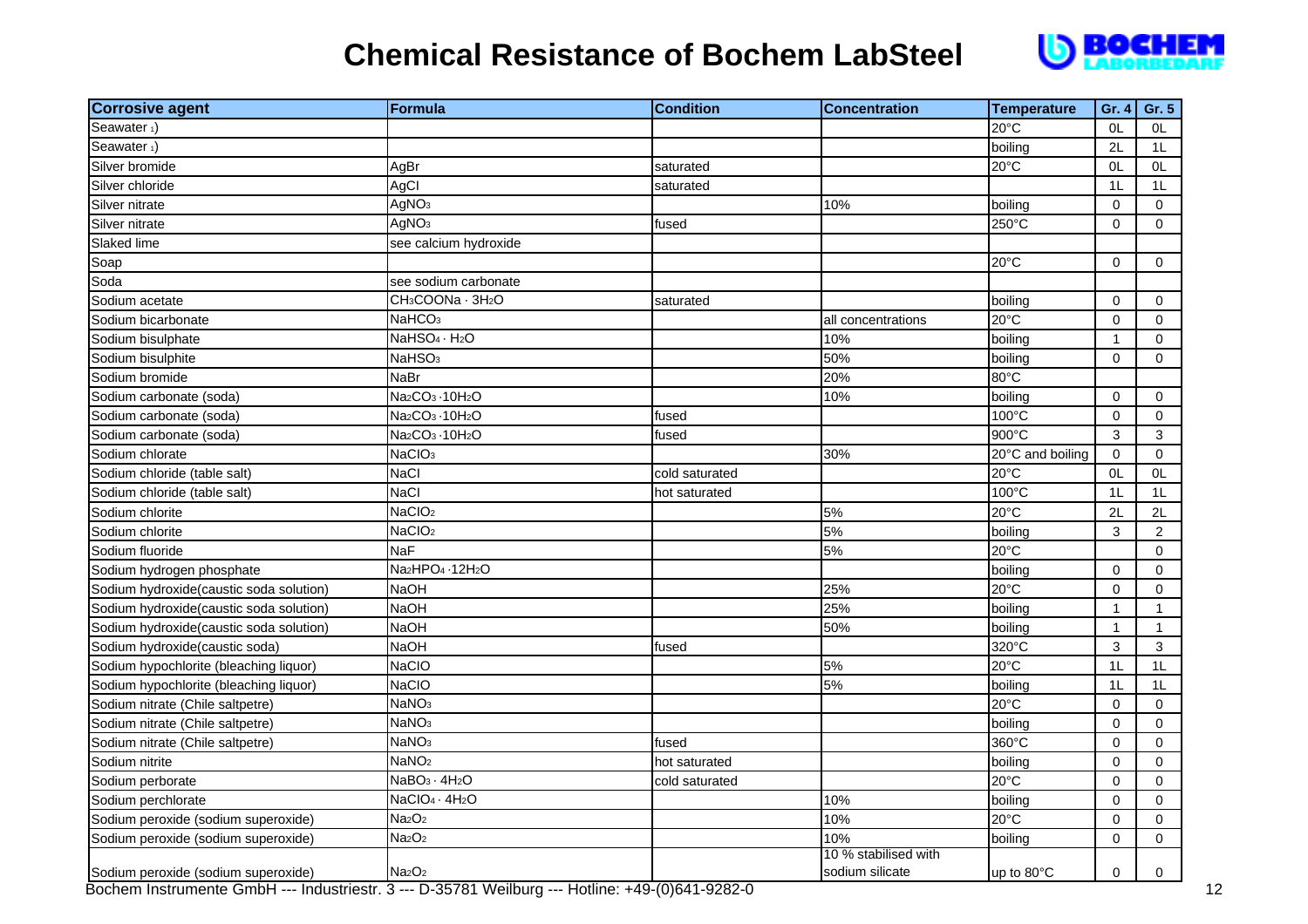# Chemical Resistance of Bochem LabSteel

| Corrosive agent | Formula | Condition | Concentration | Temperature | Gr. 4 | Gr. 5 |
|---|---|---|---|---|---|---|
| Seawater [1] | | | | 20°C | 0L | 0L |
| Seawater [1] | | | | boiling | 2L | 1L |
| Silver bromide | $AgBr$ | saturated | | 20°C | 0L | 0L |
| Silver chloride | $AgCl$ | saturated | | | 1L | 1L |
| Silver nitrate | $AgNO_3$ | | 10% | boiling | 0 | 0 |
| Silver nitrate | $AgNO_3$ | fused | | 250°C | 0 | 0 |
| Slaked lime | see calcium hydroxide | | | | | |
| Soap | | | | 20°C | 0 | 0 |
| Soda | see sodium carbonate | | | | | |
| Sodium acetate | $CH_3COONa \cdot 3H_2O$ | saturated | | boiling | 0 | 0 |
| Sodium bicarbonate | $NaHCO_3$ | | all concentrations | 20°C | 0 | 0 |
| Sodium bisulphate | $NaHSO_4 \cdot H_2O$ | | 10% | boiling | 1 | 0 |
| Sodium bisulphite | $NaHSO_3$ | | 50% | boiling | 0 | 0 |
| Sodium bromide | $NaBr$ | | 20% | 80°C | | |
| Sodium carbonate (soda) | $Na_2CO_3 \cdot 10H_2O$ | | 10% | boiling | 0 | 0 |
| Sodium carbonate (soda) | $Na_2CO_3 \cdot 10H_2O$ | fused | | 100°C | 0 | 0 |
| Sodium carbonate (soda) | $Na_2CO_3 \cdot 10H_2O$ | fused | | 900°C | 3 | 3 |
| Sodium chlorate | $NaClO_3$ | | 30% | 20°C and boiling | 0 | 0 |
| Sodium chloride (table salt) | $NaCl$ | cold saturated | | 20°C | 0L | 0L |
| Sodium chloride (table salt) | $NaCl$ | hot saturated | | 100°C | 1L | 1L |
| Sodium chlorite | $NaClO_2$ | | 5% | 20°C | 2L | 2L |
| Sodium chlorite | $NaClO_2$ | | 5% | boiling | 3 | 2 |
| Sodium fluoride | $NaF$ | | 5% | 20°C | | 0 |
| Sodium hydrogen phosphate | $Na_2HPO_4 \cdot 12H_2O$ | | | boiling | 0 | 0 |
| Sodium hydroxide(caustic soda solution) | $NaOH$ | | 25% | 20°C | 0 | 0 |
| Sodium hydroxide(caustic soda solution) | $NaOH$ | | 25% | boiling | 1 | 1 |
| Sodium hydroxide(caustic soda solution) | $NaOH$ | | 50% | boiling | 1 | 1 |
| Sodium hydroxide(caustic soda) | $NaOH$ | fused | | 320°C | 3 | 3 |
| Sodium hypochlorite (bleaching liquor) | $NaClO$ | | 5% | 20°C | 1L | 1L |
| Sodium hypochlorite (bleaching liquor) | $NaClO$ | | 5% | boiling | 1L | 1L |
| Sodium nitrate (Chile saltpetre) | $NaNO_3$ | | | 20°C | 0 | 0 |
| Sodium nitrate (Chile saltpetre) | $NaNO_3$ | | | boiling | 0 | 0 |
| Sodium nitrate (Chile saltpetre) | $NaNO_3$ | fused | | 360°C | 0 | 0 |
| Sodium nitrite | $NaNO_2$ | hot saturated | | boiling | 0 | 0 |
| Sodium perborate | $NaBO_3 \cdot 4H_2O$ | cold saturated | | 20°C | 0 | 0 |
| Sodium perchlorate | $NaClO_4 \cdot 4H_2O$ | | 10% | boiling | 0 | 0 |
| Sodium peroxide (sodium superoxide) | $Na_2O_2$ | | 10% | 20°C | 0 | 0 |
| Sodium peroxide (sodium superoxide) | $Na_2O_2$ | | 10% | boiling | 0 | 0 |
| Sodium peroxide (sodium superoxide) | $Na_2O_2$ | | 10 % stabilised with sodium silicate | up to 80°C | 0 | 0 |

Bochem Instrumente GmbH --- Industriestr. 3 --- D-35781 Weilburg --- Hotline: +49-(0)641-9282-0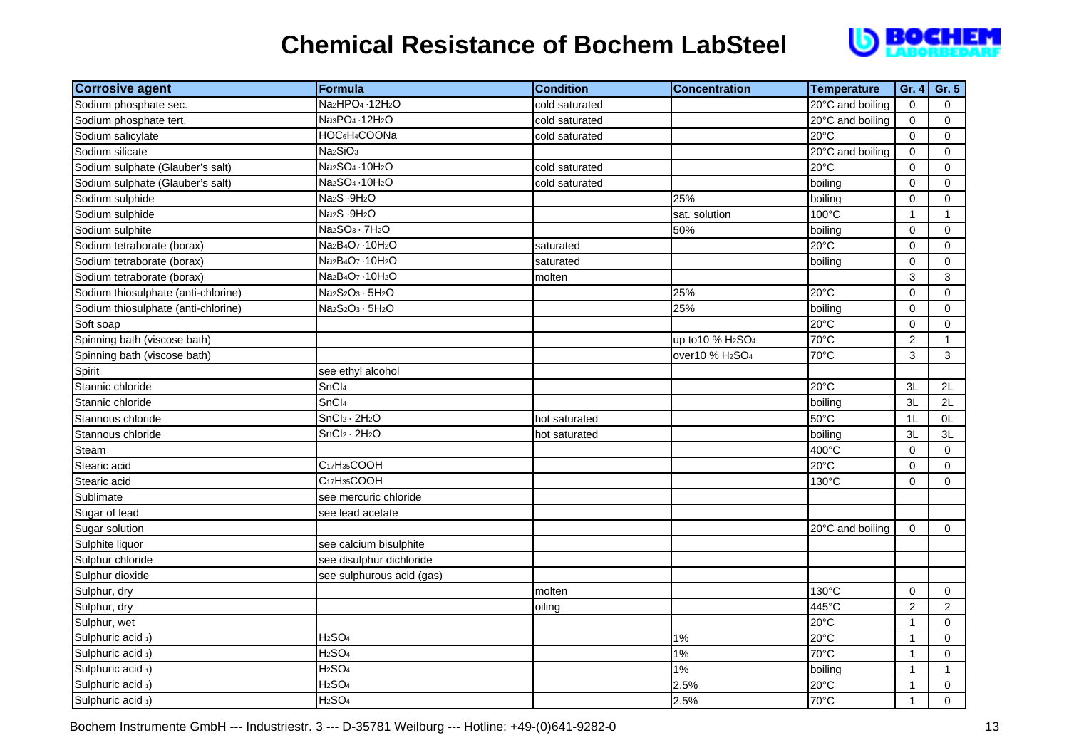# Chemical Resistance of Bochem LabSteel

| Corrosive agent | Formula | Condition | Concentration | Temperature | Gr. 4 | Gr. 5 |
|---|---|---|---|---|---|---|
| Sodium phosphate sec. | $Na_2HPO_4 \cdot 12H_2O$ | cold saturated | | 20°C and boiling | 0 | 0 |
| Sodium phosphate tert. | $Na_3PO_4 \cdot 12H_2O$ | cold saturated | | 20°C and boiling | 0 | 0 |
| Sodium salicylate | $HOC_6H_4COONa$ | cold saturated | | 20°C | 0 | 0 |
| Sodium silicate | $Na_2SiO_3$ | | | 20°C and boiling | 0 | 0 |
| Sodium sulphate (Glauber's salt) | $Na_2SO_4 \cdot 10H_2O$ | cold saturated | | 20°C | 0 | 0 |
| Sodium sulphate (Glauber's salt) | $Na_2SO_4 \cdot 10H_2O$ | cold saturated | | boiling | 0 | 0 |
| Sodium sulphide | $Na_2S \cdot 9H_2O$ | | 25% | boiling | 0 | 0 |
| Sodium sulphide | $Na_2S \cdot 9H_2O$ | | sat. solution | 100°C | 1 | 1 |
| Sodium sulphite | $Na_2SO_3 \cdot 7H_2O$ | | 50% | boiling | 0 | 0 |
| Sodium tetraborate (borax) | $Na_2B_4O_7 \cdot 10H_2O$ | saturated | | 20°C | 0 | 0 |
| Sodium tetraborate (borax) | $Na_2B_4O_7 \cdot 10H_2O$ | saturated | | boiling | 0 | 0 |
| Sodium tetraborate (borax) | $Na_2B_4O_7 \cdot 10H_2O$ | molten | | | 3 | 3 |
| Sodium thiosulphate (anti-chlorine) | $Na_2S_2O_3 \cdot 5H_2O$ | | 25% | 20°C | 0 | 0 |
| Sodium thiosulphate (anti-chlorine) | $Na_2S_2O_3 \cdot 5H_2O$ | | 25% | boiling | 0 | 0 |
| Soft soap | | | | 20°C | 0 | 0 |
| Spinning bath (viscose bath) | | | up to10 % $H_2SO_4$ | 70°C | 2 | 1 |
| Spinning bath (viscose bath) | | | over10 % $H_2SO_4$ | 70°C | 3 | 3 |
| Spirit | see ethyl alcohol | | | | | |
| Stannic chloride | $SnCl_4$ | | | 20°C | 3L | 2L |
| Stannic chloride | $SnCl_4$ | | | boiling | 3L | 2L |
| Stannous chloride | $SnCl_2 \cdot 2H_2O$ | hot saturated | | 50°C | 1L | 0L |
| Stannous chloride | $SnCl_2 \cdot 2H_2O$ | hot saturated | | boiling | 3L | 3L |
| Steam | | | | 400°C | 0 | 0 |
| Stearic acid | $C_{17}H_{35}COOH$ | | | 20°C | 0 | 0 |
| Stearic acid | $C_{17}H_{35}COOH$ | | | 130°C | 0 | 0 |
| Sublimate | see mercuric chloride | | | | | |
| Sugar of lead | see lead acetate | | | | | |
| Sugar solution | | | | 20°C and boiling | 0 | 0 |
| Sulphite liquor | see calcium bisulphite | | | | | |
| Sulphur chloride | see disulphur dichloride | | | | | |
| Sulphur dioxide | see sulphurous acid (gas) | | | | | |
| Sulphur, dry | | molten | | 130°C | 0 | 0 |
| Sulphur, dry | | oiling | | 445°C | 2 | 2 |
| Sulphur, wet | | | | 20°C | 1 | 0 |
| Sulphuric acid 1) | $H_2SO_4$ | | 1% | 20°C | 1 | 0 |
| Sulphuric acid 1) | $H_2SO_4$ | | 1% | 70°C | 1 | 0 |
| Sulphuric acid 1) | $H_2SO_4$ | | 1% | boiling | 1 | 1 |
| Sulphuric acid 1) | $H_2SO_4$ | | 2.5% | 20°C | 1 | 0 |
| Sulphuric acid 1) | $H_2SO_4$ | | 2.5% | 70°C | 1 | 0 |

Bochem Instrumente GmbH --- Industriestr. 3 --- D-35781 Weilburg --- Hotline: +49-(0)641-9282-0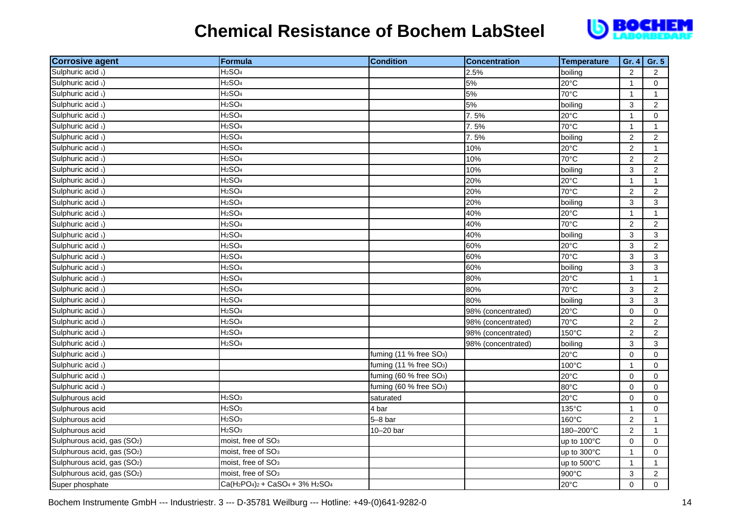# Chemical Resistance of Bochem LabSteel

| Corrosive agent | Formula | Condition | Concentration | Temperature | Gr. 4 | Gr. 5 |
|---|---|---|---|---|---|---|
| Sulphuric acid [1] | $H_2SO_4$ | | 2.5% | boiling | 2 | 2 |
| Sulphuric acid [1] | $H_2SO_4$ | | 5% | 20°C | 1 | 0 |
| Sulphuric acid [1] | $H_2SO_4$ | | 5% | 70°C | 1 | 1 |
| Sulphuric acid [1] | $H_2SO_4$ | | 5% | boiling | 3 | 2 |
| Sulphuric acid [1] | $H_2SO_4$ | | 7. 5% | 20°C | 1 | 0 |
| Sulphuric acid [1] | $H_2SO_4$ | | 7. 5% | 70°C | 1 | 1 |
| Sulphuric acid [1] | $H_2SO_4$ | | 7. 5% | boiling | 2 | 2 |
| Sulphuric acid [1] | $H_2SO_4$ | | 10% | 20°C | 2 | 1 |
| Sulphuric acid [1] | $H_2SO_4$ | | 10% | 70°C | 2 | 2 |
| Sulphuric acid [1] | $H_2SO_4$ | | 10% | boiling | 3 | 2 |
| Sulphuric acid [1] | $H_2SO_4$ | | 20% | 20°C | 1 | 1 |
| Sulphuric acid [1] | $H_2SO_4$ | | 20% | 70°C | 2 | 2 |
| Sulphuric acid [1] | $H_2SO_4$ | | 20% | boiling | 3 | 3 |
| Sulphuric acid [1] | $H_2SO_4$ | | 40% | 20°C | 1 | 1 |
| Sulphuric acid [1] | $H_2SO_4$ | | 40% | 70°C | 2 | 2 |
| Sulphuric acid [1] | $H_2SO_4$ | | 40% | boiling | 3 | 3 |
| Sulphuric acid [1] | $H_2SO_4$ | | 60% | 20°C | 3 | 2 |
| Sulphuric acid [1] | $H_2SO_4$ | | 60% | 70°C | 3 | 3 |
| Sulphuric acid [1] | $H_2SO_4$ | | 60% | boiling | 3 | 3 |
| Sulphuric acid [1] | $H_2SO_4$ | | 80% | 20°C | 1 | 1 |
| Sulphuric acid [1] | $H_2SO_4$ | | 80% | 70°C | 3 | 2 |
| Sulphuric acid [1] | $H_2SO_4$ | | 80% | boiling | 3 | 3 |
| Sulphuric acid [1] | $H_2SO_4$ | | 98% (concentrated) | 20°C | 0 | 0 |
| Sulphuric acid [1] | $H_2SO_4$ | | 98% (concentrated) | 70°C | 2 | 2 |
| Sulphuric acid [1] | $H_2SO_4$ | | 98% (concentrated) | 150°C | 2 | 2 |
| Sulphuric acid [1] | $H_2SO_4$ | | 98% (concentrated) | boiling | 3 | 3 |
| Sulphuric acid [1] | | fuming (11 % free $SO_3$) | | 20°C | 0 | 0 |
| Sulphuric acid [1] | | fuming (11 % free $SO_3$) | | 100°C | 1 | 0 |
| Sulphuric acid [1] | | fuming (60 % free $SO_3$) | | 20°C | 0 | 0 |
| Sulphuric acid [1] | | fuming (60 % free $SO_3$) | | 80°C | 0 | 0 |
| Sulphurous acid | $H_2SO_3$ | saturated | | 20°C | 0 | 0 |
| Sulphurous acid | $H_2SO_3$ | 4 bar | | 135°C | 1 | 0 |
| Sulphurous acid | $H_2SO_3$ | 5–8 bar | | 160°C | 2 | 1 |
| Sulphurous acid | $H_2SO_3$ | 10–20 bar | | 180–200°C | 2 | 1 |
| Sulphurous acid, gas ($SO_2$) | moist, free of $SO_3$ | | | up to 100°C | 0 | 0 |
| Sulphurous acid, gas ($SO_2$) | moist, free of $SO_3$ | | | up to 300°C | 1 | 0 |
| Sulphurous acid, gas ($SO_2$) | moist, free of $SO_3$ | | | up to 500°C | 1 | 1 |
| Sulphurous acid, gas ($SO_2$) | moist, free of $SO_3$ | | | 900°C | 3 | 2 |
| Super phosphate | $Ca(H_2PO_4)_2 + CaSO_4 + 3\% \ H_2SO_4$ | | | 20°C | 0 | 0 |

Bochem Instrumente GmbH --- Industriestr. 3 --- D-35781 Weilburg --- Hotline: +49-(0)641-9282-0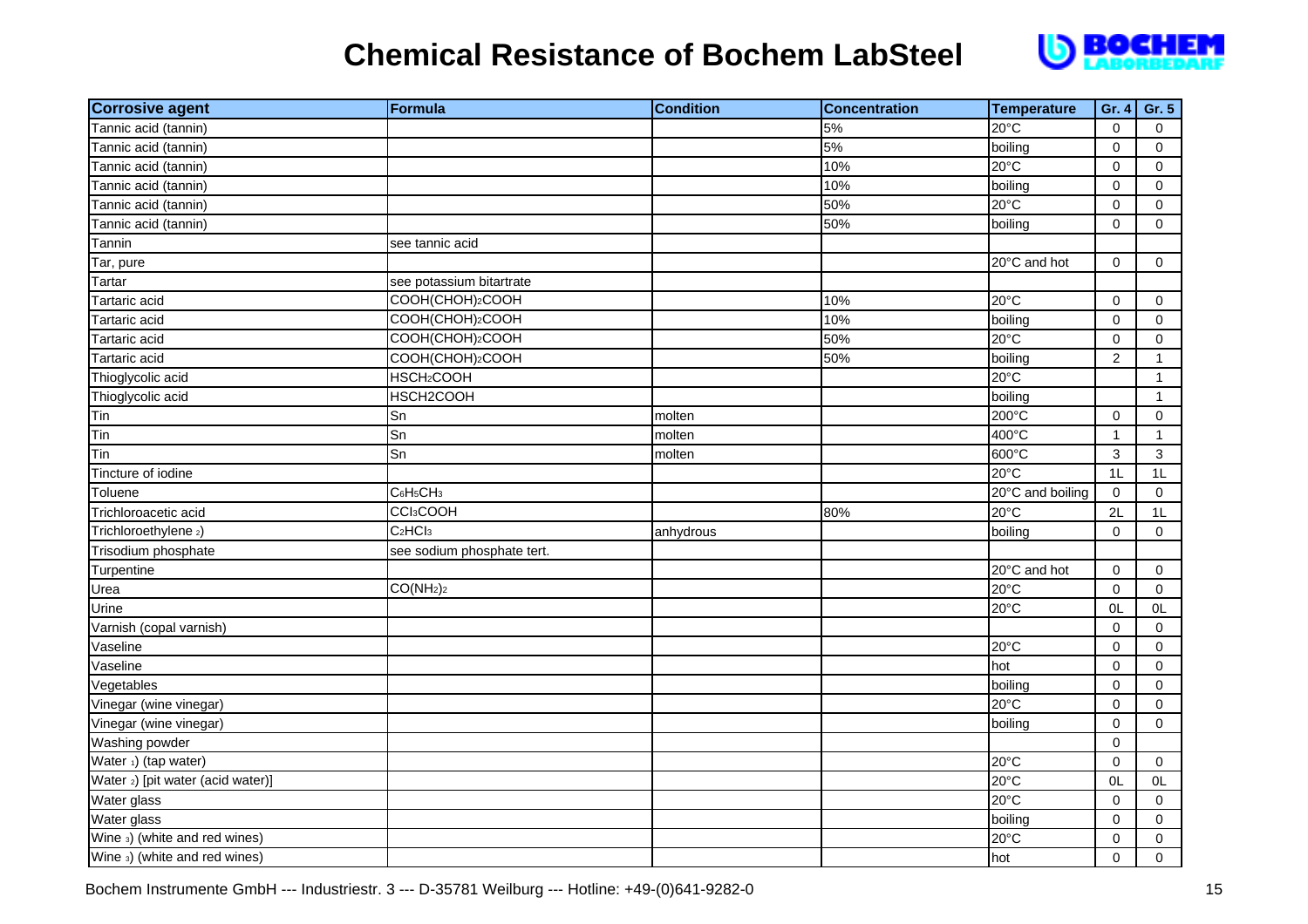# Chemical Resistance of Bochem LabSteel

| Corrosive agent | Formula | Condition | Concentration | Temperature | Gr. 4 | Gr. 5 |
|---|---|---|---|---|---|---|
| Tannic acid (tannin) | | | 5% | 20°C | 0 | 0 |
| Tannic acid (tannin) | | | 5% | boiling | 0 | 0 |
| Tannic acid (tannin) | | | 10% | 20°C | 0 | 0 |
| Tannic acid (tannin) | | | 10% | boiling | 0 | 0 |
| Tannic acid (tannin) | | | 50% | 20°C | 0 | 0 |
| Tannic acid (tannin) | | | 50% | boiling | 0 | 0 |
| Tannin | see tannic acid | | | | | |
| Tar, pure | | | | 20°C and hot | 0 | 0 |
| Tartar | see potassium bitartrate | | | | | |
| Tartaric acid | $COOH(CHOH)_2COOH$ | | 10% | 20°C | 0 | 0 |
| Tartaric acid | $COOH(CHOH)_2COOH$ | | 10% | boiling | 0 | 0 |
| Tartaric acid | $COOH(CHOH)_2COOH$ | | 50% | 20°C | 0 | 0 |
| Tartaric acid | $COOH(CHOH)_2COOH$ | | 50% | boiling | 2 | 1 |
| Thioglycolic acid | $HSCH_2COOH$ | | | 20°C | | 1 |
| Thioglycolic acid | HSCH2COOH | | | boiling | | 1 |
| Tin | Sn | molten | | 200°C | 0 | 0 |
| Tin | Sn | molten | | 400°C | 1 | 1 |
| Tin | Sn | molten | | 600°C | 3 | 3 |
| Tincture of iodine | | | | 20°C | 1L | 1L |
| Toluene | $C_6H_5CH_3$ | | | 20°C and boiling | 0 | 0 |
| Trichloroacetic acid | $CCl_3COOH$ | | 80% | 20°C | 2L | 1L |
| Trichloroethylene [2] | $C_2HCl_3$ | anhydrous | | boiling | 0 | 0 |
| Trisodium phosphate | see sodium phosphate tert. | | | | | |
| Turpentine | | | | 20°C and hot | 0 | 0 |
| Urea | $CO(NH_2)_2$ | | | 20°C | 0 | 0 |
| Urine | | | | 20°C | 0L | 0L |
| Varnish (copal varnish) | | | | | 0 | 0 |
| Vaseline | | | | 20°C | 0 | 0 |
| Vaseline | | | | hot | 0 | 0 |
| Vegetables | | | | boiling | 0 | 0 |
| Vinegar (wine vinegar) | | | | 20°C | 0 | 0 |
| Vinegar (wine vinegar) | | | | boiling | 0 | 0 |
| Washing powder | | | | | 0 | |
| Water [1] (tap water) | | | | 20°C | 0 | 0 |
| Water [2] [pit water (acid water)] | | | | 20°C | 0L | 0L |
| Water glass | | | | 20°C | 0 | 0 |
| Water glass | | | | boiling | 0 | 0 |
| Wine [3] (white and red wines) | | | | 20°C | 0 | 0 |
| Wine [3] (white and red wines) | | | | hot | 0 | 0 |

Bochem Instrumente GmbH --- Industriestr. 3 --- D-35781 Weilburg --- Hotline: +49-(0)641-9282-0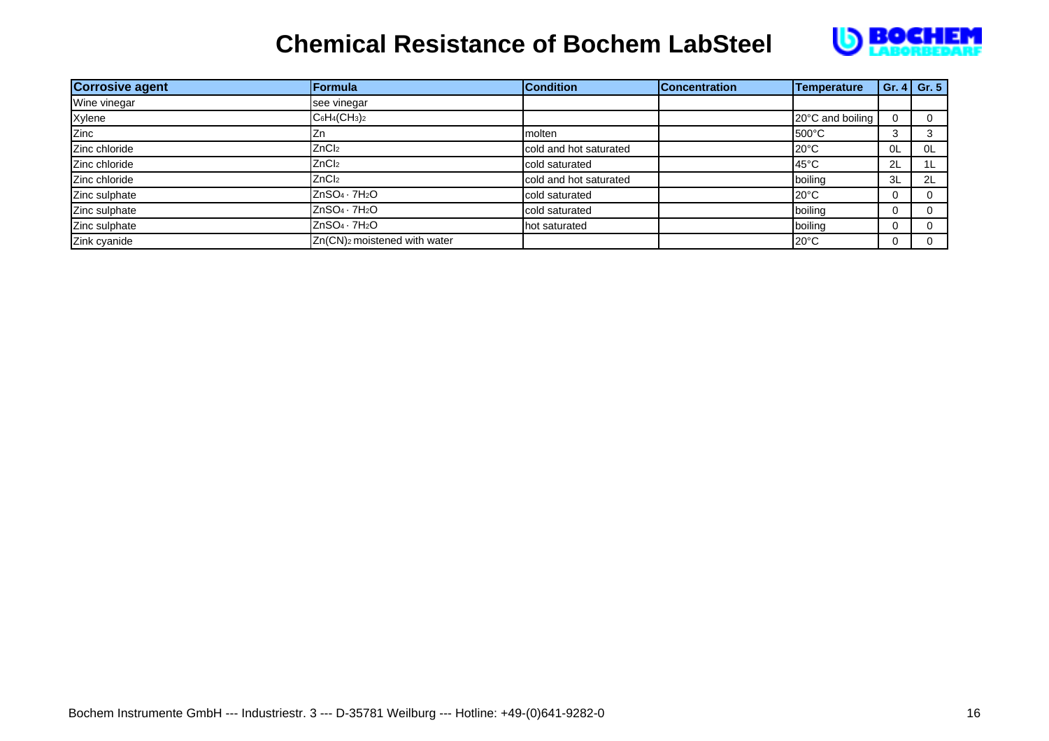# Chemical Resistance of Bochem LabSteel

| Corrosive agent | Formula | Condition | Concentration | Temperature | Gr. 4 | Gr. 5 |
|---|---|---|---|---|---|---|
| Wine vinegar | see vinegar | | | | | |
| Xylene | $C_6H_4(CH_3)_2$ | | | 20°C and boiling | 0 | 0 |
| Zinc | Zn | molten | | 500°C | 3 | 3 |
| Zinc chloride | $ZnCl_2$ | cold and hot saturated | | 20°C | 0L | 0L |
| Zinc chloride | $ZnCl_2$ | cold saturated | | 45°C | 2L | 1L |
| Zinc chloride | $ZnCl_2$ | cold and hot saturated | | boiling | 3L | 2L |
| Zinc sulphate | $ZnSO_4 \cdot 7H_2O$ | cold saturated | | 20°C | 0 | 0 |
| Zinc sulphate | $ZnSO_4 \cdot 7H_2O$ | cold saturated | | boiling | 0 | 0 |
| Zinc sulphate | $ZnSO_4 \cdot 7H_2O$ | hot saturated | | boiling | 0 | 0 |
| Zink cyanide | $Zn(CN)_2$ moistened with water | | | 20°C | 0 | 0 |

Bochem Instrumente GmbH --- Industriestr. 3 --- D-35781 Weilburg --- Hotline: +49-(0)641-9282-0